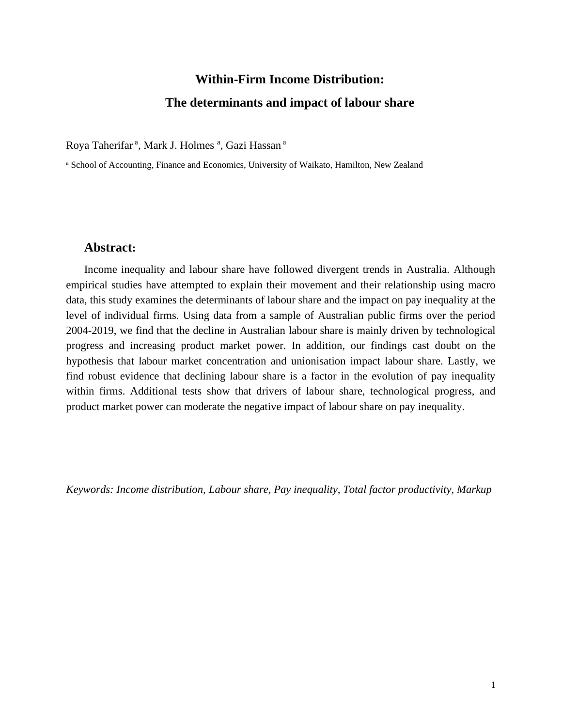# Within-Firm Income Distribution:

# The determinants and impact of labour share

Roya Taherifar [a], Mark J. Holmes [a], Gazi Hassan [a]

[a] School of Accounting, Finance and Economics, University of Waikato, Hamilton, New Zealand

## Abstract:

Income inequality and labour share have followed divergent trends in Australia. Although empirical studies have attempted to explain their movement and their relationship using macro data, this study examines the determinants of labour share and the impact on pay inequality at the level of individual firms. Using data from a sample of Australian public firms over the period 2004-2019, we find that the decline in Australian labour share is mainly driven by technological progress and increasing product market power. In addition, our findings cast doubt on the hypothesis that labour market concentration and unionisation impact labour share. Lastly, we find robust evidence that declining labour share is a factor in the evolution of pay inequality within firms. Additional tests show that drivers of labour share, technological progress, and product market power can moderate the negative impact of labour share on pay inequality.

*Keywords: Income distribution, Labour share, Pay inequality, Total factor productivity, Markup*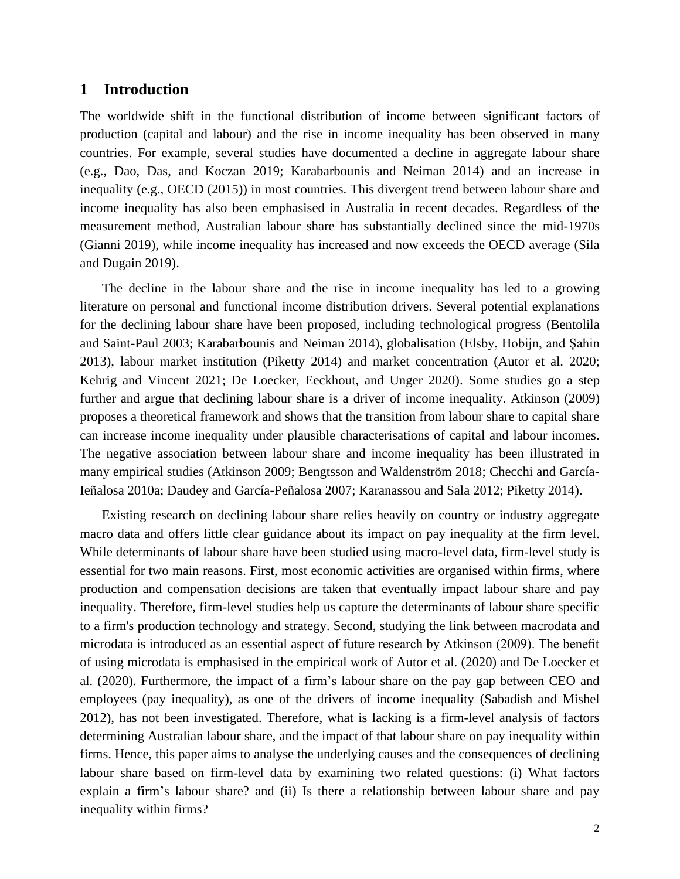# 1 Introduction

The worldwide shift in the functional distribution of income between significant factors of production (capital and labour) and the rise in income inequality has been observed in many countries. For example, several studies have documented a decline in aggregate labour share (e.g., Dao, Das, and Koczan 2019; Karabarbounis and Neiman 2014) and an increase in inequality (e.g., OECD (2015)) in most countries. This divergent trend between labour share and income inequality has also been emphasised in Australia in recent decades. Regardless of the measurement method, Australian labour share has substantially declined since the mid-1970s (Gianni 2019), while income inequality has increased and now exceeds the OECD average (Sila and Dugain 2019).

The decline in the labour share and the rise in income inequality has led to a growing literature on personal and functional income distribution drivers. Several potential explanations for the declining labour share have been proposed, including technological progress (Bentolila and Saint-Paul 2003; Karabarbounis and Neiman 2014), globalisation (Elsby, Hobijn, and Şahin 2013), labour market institution (Piketty 2014) and market concentration (Autor et al. 2020; Kehrig and Vincent 2021; De Loecker, Eeckhout, and Unger 2020). Some studies go a step further and argue that declining labour share is a driver of income inequality. Atkinson (2009) proposes a theoretical framework and shows that the transition from labour share to capital share can increase income inequality under plausible characterisations of capital and labour incomes. The negative association between labour share and income inequality has been illustrated in many empirical studies (Atkinson 2009; Bengtsson and Waldenström 2018; Checchi and García-Ieñalosa 2010a; Daudey and García-Peñalosa 2007; Karanassou and Sala 2012; Piketty 2014).

Existing research on declining labour share relies heavily on country or industry aggregate macro data and offers little clear guidance about its impact on pay inequality at the firm level. While determinants of labour share have been studied using macro-level data, firm-level study is essential for two main reasons. First, most economic activities are organised within firms, where production and compensation decisions are taken that eventually impact labour share and pay inequality. Therefore, firm-level studies help us capture the determinants of labour share specific to a firm's production technology and strategy. Second, studying the link between macrodata and microdata is introduced as an essential aspect of future research by Atkinson (2009). The benefit of using microdata is emphasised in the empirical work of Autor et al. (2020) and De Loecker et al. (2020). Furthermore, the impact of a firm's labour share on the pay gap between CEO and employees (pay inequality), as one of the drivers of income inequality (Sabadish and Mishel 2012), has not been investigated. Therefore, what is lacking is a firm-level analysis of factors determining Australian labour share, and the impact of that labour share on pay inequality within firms. Hence, this paper aims to analyse the underlying causes and the consequences of declining labour share based on firm-level data by examining two related questions: (i) What factors explain a firm's labour share? and (ii) Is there a relationship between labour share and pay inequality within firms?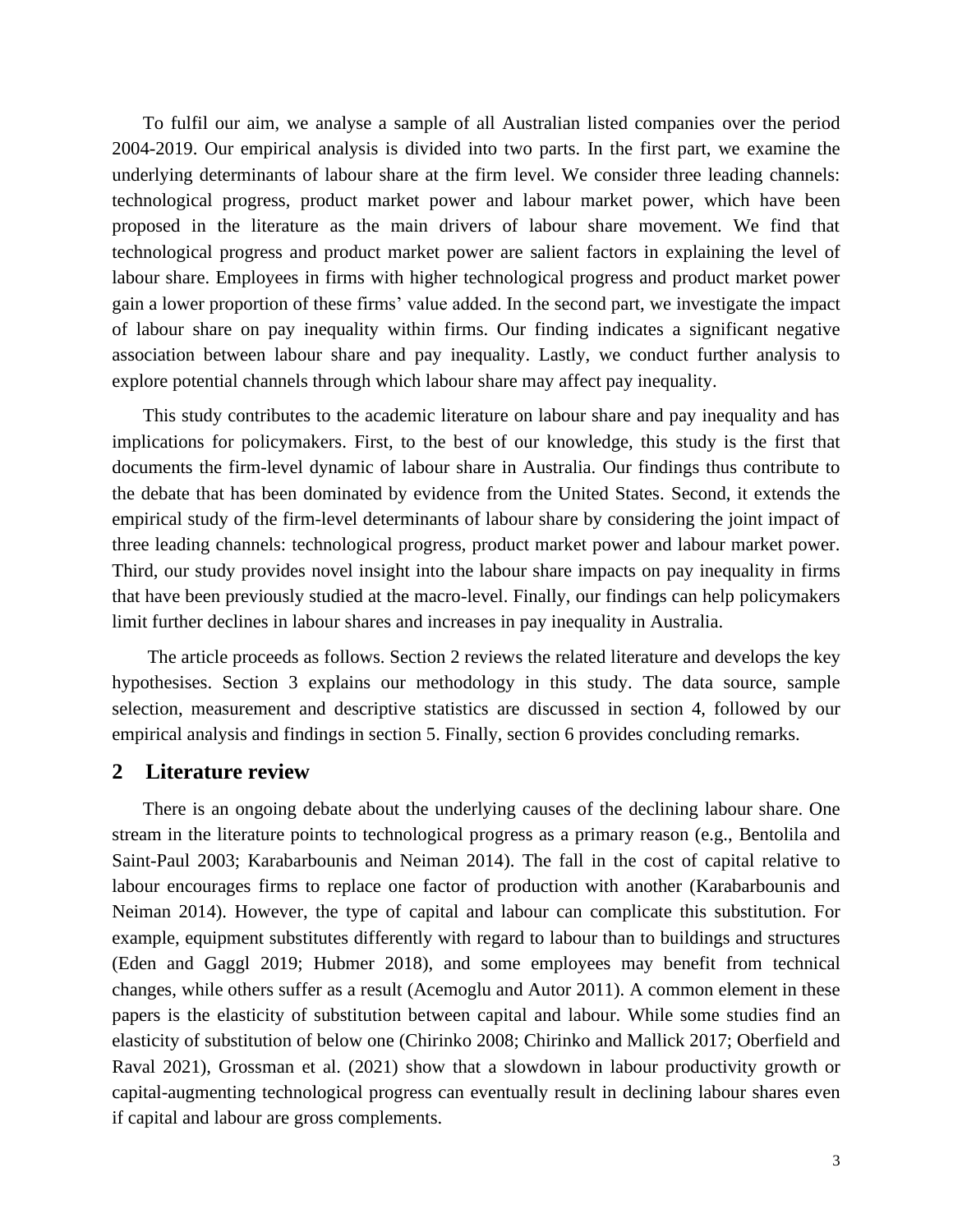To fulfil our aim, we analyse a sample of all Australian listed companies over the period 2004-2019. Our empirical analysis is divided into two parts. In the first part, we examine the underlying determinants of labour share at the firm level. We consider three leading channels: technological progress, product market power and labour market power, which have been proposed in the literature as the main drivers of labour share movement. We find that technological progress and product market power are salient factors in explaining the level of labour share. Employees in firms with higher technological progress and product market power gain a lower proportion of these firms' value added. In the second part, we investigate the impact of labour share on pay inequality within firms. Our finding indicates a significant negative association between labour share and pay inequality. Lastly, we conduct further analysis to explore potential channels through which labour share may affect pay inequality.

This study contributes to the academic literature on labour share and pay inequality and has implications for policymakers. First, to the best of our knowledge, this study is the first that documents the firm-level dynamic of labour share in Australia. Our findings thus contribute to the debate that has been dominated by evidence from the United States. Second, it extends the empirical study of the firm-level determinants of labour share by considering the joint impact of three leading channels: technological progress, product market power and labour market power. Third, our study provides novel insight into the labour share impacts on pay inequality in firms that have been previously studied at the macro-level. Finally, our findings can help policymakers limit further declines in labour shares and increases in pay inequality in Australia.

The article proceeds as follows. Section 2 reviews the related literature and develops the key hypothesises. Section 3 explains our methodology in this study. The data source, sample selection, measurement and descriptive statistics are discussed in section 4, followed by our empirical analysis and findings in section 5. Finally, section 6 provides concluding remarks.

## 2 Literature review

There is an ongoing debate about the underlying causes of the declining labour share. One stream in the literature points to technological progress as a primary reason (e.g., Bentolila and Saint-Paul 2003; Karabarbounis and Neiman 2014). The fall in the cost of capital relative to labour encourages firms to replace one factor of production with another (Karabarbounis and Neiman 2014). However, the type of capital and labour can complicate this substitution. For example, equipment substitutes differently with regard to labour than to buildings and structures (Eden and Gaggl 2019; Hubmer 2018), and some employees may benefit from technical changes, while others suffer as a result (Acemoglu and Autor 2011). A common element in these papers is the elasticity of substitution between capital and labour. While some studies find an elasticity of substitution of below one (Chirinko 2008; Chirinko and Mallick 2017; Oberfield and Raval 2021), Grossman et al. (2021) show that a slowdown in labour productivity growth or capital-augmenting technological progress can eventually result in declining labour shares even if capital and labour are gross complements.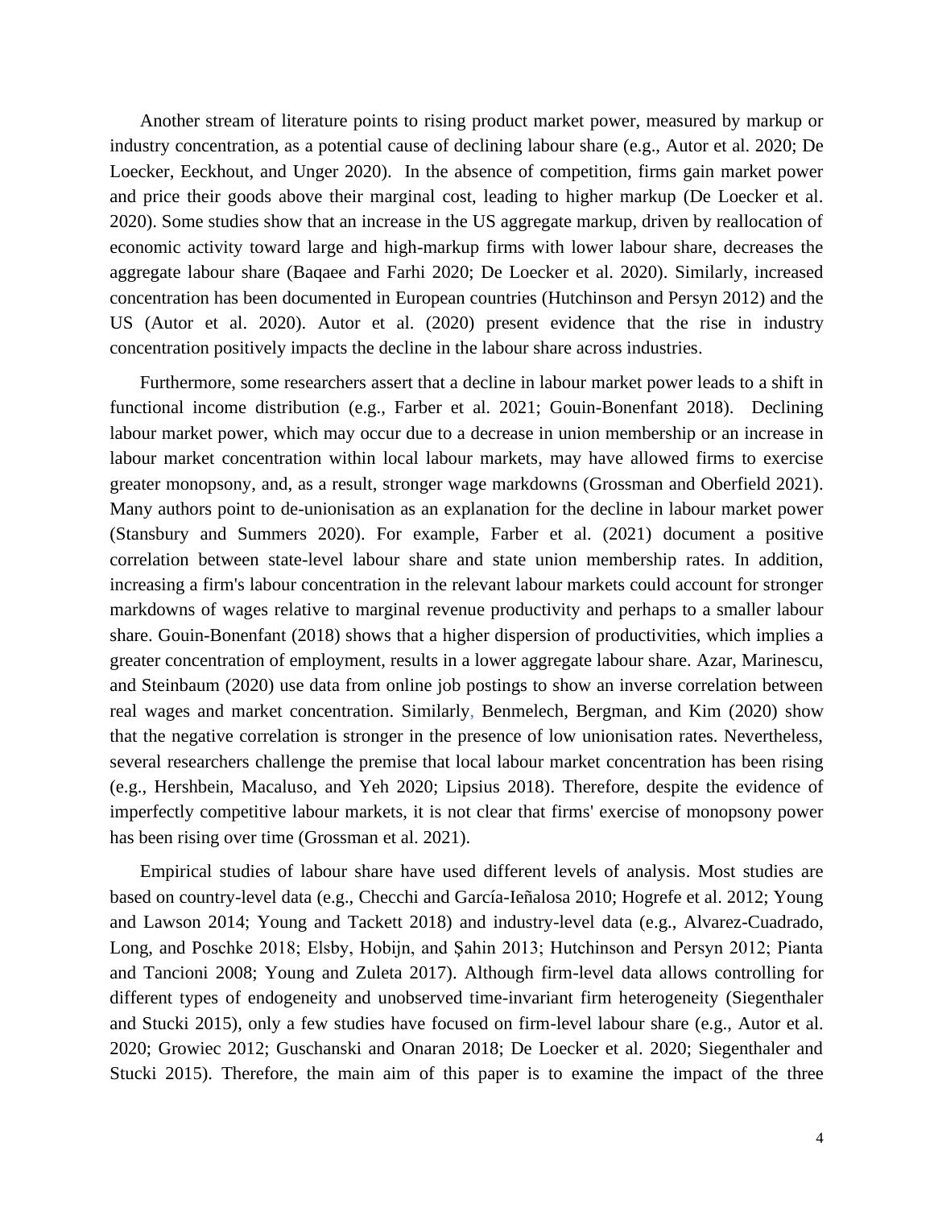Another stream of literature points to rising product market power, measured by markup or industry concentration, as a potential cause of declining labour share (e.g., Autor et al. 2020; De Loecker, Eeckhout, and Unger 2020). In the absence of competition, firms gain market power and price their goods above their marginal cost, leading to higher markup (De Loecker et al. 2020). Some studies show that an increase in the US aggregate markup, driven by reallocation of economic activity toward large and high-markup firms with lower labour share, decreases the aggregate labour share (Baqaee and Farhi 2020; De Loecker et al. 2020). Similarly, increased concentration has been documented in European countries (Hutchinson and Persyn 2012) and the US (Autor et al. 2020). Autor et al. (2020) present evidence that the rise in industry concentration positively impacts the decline in the labour share across industries.

Furthermore, some researchers assert that a decline in labour market power leads to a shift in functional income distribution (e.g., Farber et al. 2021; Gouin-Bonenfant 2018). Declining labour market power, which may occur due to a decrease in union membership or an increase in labour market concentration within local labour markets, may have allowed firms to exercise greater monopsony, and, as a result, stronger wage markdowns (Grossman and Oberfield 2021). Many authors point to de-unionisation as an explanation for the decline in labour market power (Stansbury and Summers 2020). For example, Farber et al. (2021) document a positive correlation between state-level labour share and state union membership rates. In addition, increasing a firm's labour concentration in the relevant labour markets could account for stronger markdowns of wages relative to marginal revenue productivity and perhaps to a smaller labour share. Gouin-Bonenfant (2018) shows that a higher dispersion of productivities, which implies a greater concentration of employment, results in a lower aggregate labour share. Azar, Marinescu, and Steinbaum (2020) use data from online job postings to show an inverse correlation between real wages and market concentration. Similarly, Benmelech, Bergman, and Kim (2020) show that the negative correlation is stronger in the presence of low unionisation rates. Nevertheless, several researchers challenge the premise that local labour market concentration has been rising (e.g., Hershbein, Macaluso, and Yeh 2020; Lipsius 2018). Therefore, despite the evidence of imperfectly competitive labour markets, it is not clear that firms' exercise of monopsony power has been rising over time (Grossman et al. 2021).

Empirical studies of labour share have used different levels of analysis. Most studies are based on country-level data (e.g., Checchi and García-Ieñalosa 2010; Hogrefe et al. 2012; Young and Lawson 2014; Young and Tackett 2018) and industry-level data (e.g., Alvarez-Cuadrado, Long, and Poschke 2018; Elsby, Hobijn, and Şahin 2013; Hutchinson and Persyn 2012; Pianta and Tancioni 2008; Young and Zuleta 2017). Although firm-level data allows controlling for different types of endogeneity and unobserved time-invariant firm heterogeneity (Siegenthaler and Stucki 2015), only a few studies have focused on firm-level labour share (e.g., Autor et al. 2020; Growiec 2012; Guschanski and Onaran 2018; De Loecker et al. 2020; Siegenthaler and Stucki 2015). Therefore, the main aim of this paper is to examine the impact of the three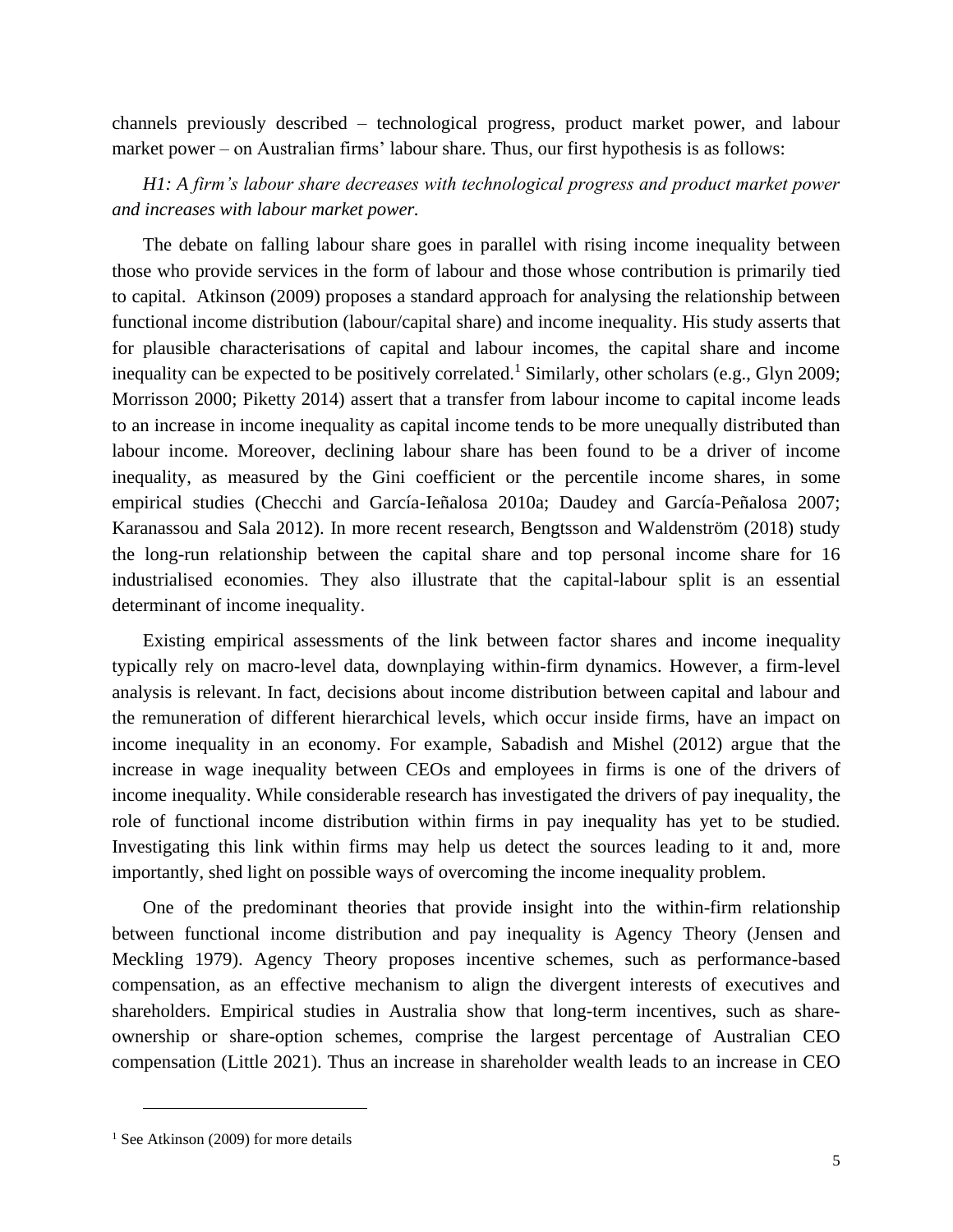channels previously described – technological progress, product market power, and labour market power – on Australian firms' labour share. Thus, our first hypothesis is as follows:

*H1: A firm's labour share decreases with technological progress and product market power and increases with labour market power.*

The debate on falling labour share goes in parallel with rising income inequality between those who provide services in the form of labour and those whose contribution is primarily tied to capital. Atkinson (2009) proposes a standard approach for analysing the relationship between functional income distribution (labour/capital share) and income inequality. His study asserts that for plausible characterisations of capital and labour incomes, the capital share and income inequality can be expected to be positively correlated.[1] Similarly, other scholars (e.g., Glyn 2009; Morrisson 2000; Piketty 2014) assert that a transfer from labour income to capital income leads to an increase in income inequality as capital income tends to be more unequally distributed than labour income. Moreover, declining labour share has been found to be a driver of income inequality, as measured by the Gini coefficient or the percentile income shares, in some empirical studies (Checchi and García-Ieñalosa 2010a; Daudey and García-Peñalosa 2007; Karanassou and Sala 2012). In more recent research, Bengtsson and Waldenström (2018) study the long-run relationship between the capital share and top personal income share for 16 industrialised economies. They also illustrate that the capital-labour split is an essential determinant of income inequality.

Existing empirical assessments of the link between factor shares and income inequality typically rely on macro-level data, downplaying within-firm dynamics. However, a firm-level analysis is relevant. In fact, decisions about income distribution between capital and labour and the remuneration of different hierarchical levels, which occur inside firms, have an impact on income inequality in an economy. For example, Sabadish and Mishel (2012) argue that the increase in wage inequality between CEOs and employees in firms is one of the drivers of income inequality. While considerable research has investigated the drivers of pay inequality, the role of functional income distribution within firms in pay inequality has yet to be studied. Investigating this link within firms may help us detect the sources leading to it and, more importantly, shed light on possible ways of overcoming the income inequality problem.

One of the predominant theories that provide insight into the within-firm relationship between functional income distribution and pay inequality is Agency Theory (Jensen and Meckling 1979). Agency Theory proposes incentive schemes, such as performance-based compensation, as an effective mechanism to align the divergent interests of executives and shareholders. Empirical studies in Australia show that long-term incentives, such as share-ownership or share-option schemes, comprise the largest percentage of Australian CEO compensation (Little 2021). Thus an increase in shareholder wealth leads to an increase in CEO

[1] See Atkinson (2009) for more details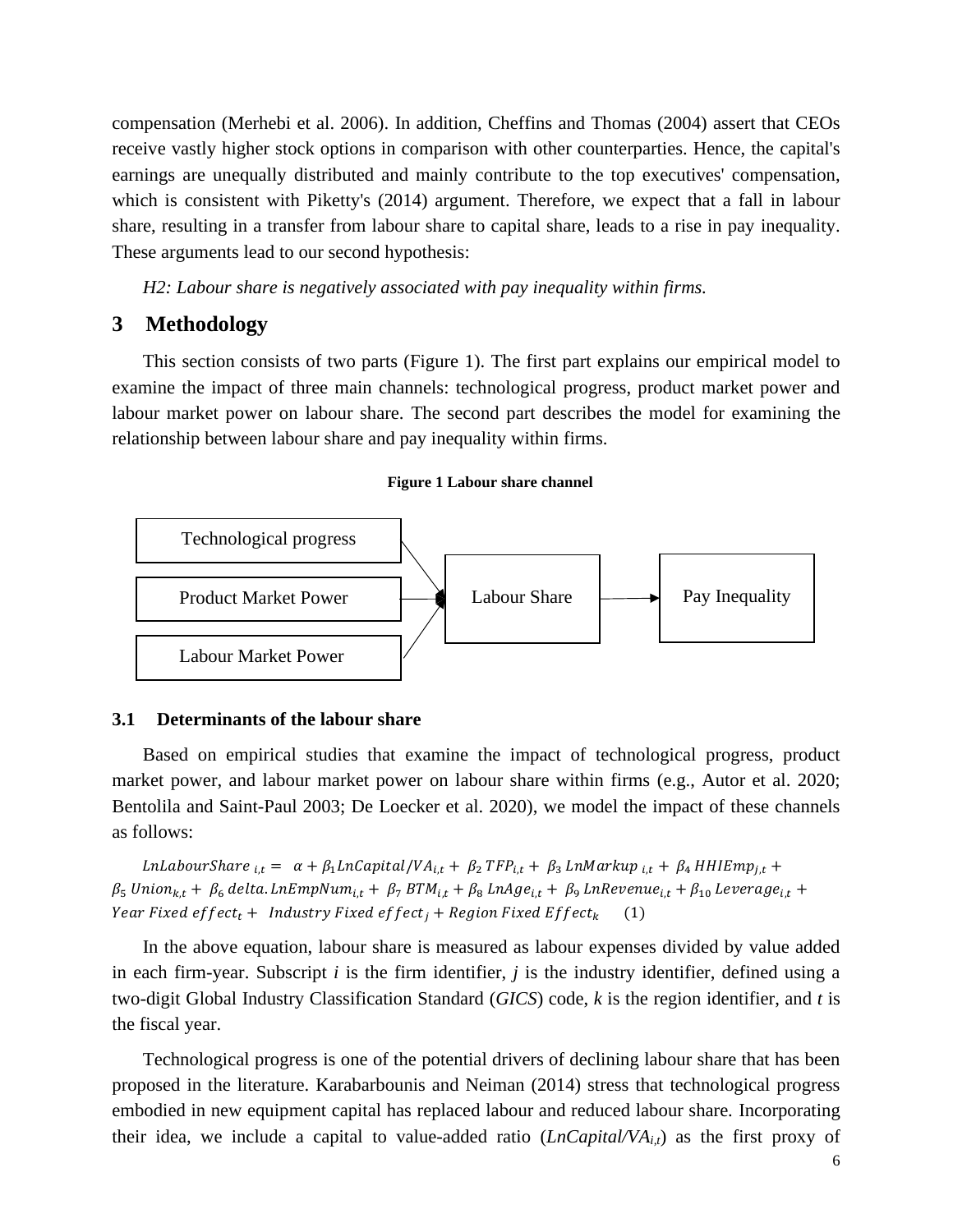compensation (Merhebi et al. 2006). In addition, Cheffins and Thomas (2004) assert that CEOs receive vastly higher stock options in comparison with other counterparties. Hence, the capital's earnings are unequally distributed and mainly contribute to the top executives' compensation, which is consistent with Piketty's (2014) argument. Therefore, we expect that a fall in labour share, resulting in a transfer from labour share to capital share, leads to a rise in pay inequality. These arguments lead to our second hypothesis:

*H2: Labour share is negatively associated with pay inequality within firms.*

# 3 Methodology

This section consists of two parts (Figure 1). The first part explains our empirical model to examine the impact of three main channels: technological progress, product market power and labour market power on labour share. The second part describes the model for examining the relationship between labour share and pay inequality within firms.

**Figure 1 Labour share channel**

Technological progress, Product Market Power, Labour Market Power → Labour Share → Pay Inequality

## 3.1 Determinants of the labour share

Based on empirical studies that examine the impact of technological progress, product market power, and labour market power on labour share within firms (e.g., Autor et al. 2020; Bentolila and Saint-Paul 2003; De Loecker et al. 2020), we model the impact of these channels as follows:

$$LnLabourShare_{i,t} = \alpha + \beta_1 LnCapital/VA_{i,t} + \beta_2 TFP_{i,t} + \beta_3 LnMarkup_{i,t} + \beta_4 HHIEmp_{j,t} + \beta_5 Union_{k,t} + \beta_6 delta.LnEmpNum_{i,t} + \beta_7 BTM_{i,t} + \beta_8 LnAge_{i,t} + \beta_9 LnRevenue_{i,t} + \beta_{10} Leverage_{i,t} + Year\ Fixed\ effect_t + Industry\ Fixed\ effect_j + Region\ Fixed\ Effect_k \quad (1)$$

In the above equation, labour share is measured as labour expenses divided by value added in each firm-year. Subscript *i* is the firm identifier, *j* is the industry identifier, defined using a two-digit Global Industry Classification Standard (*GICS*) code, *k* is the region identifier, and *t* is the fiscal year.

Technological progress is one of the potential drivers of declining labour share that has been proposed in the literature. Karabarbounis and Neiman (2014) stress that technological progress embodied in new equipment capital has replaced labour and reduced labour share. Incorporating their idea, we include a capital to value-added ratio ($LnCapital/VA_{i,t}$) as the first proxy of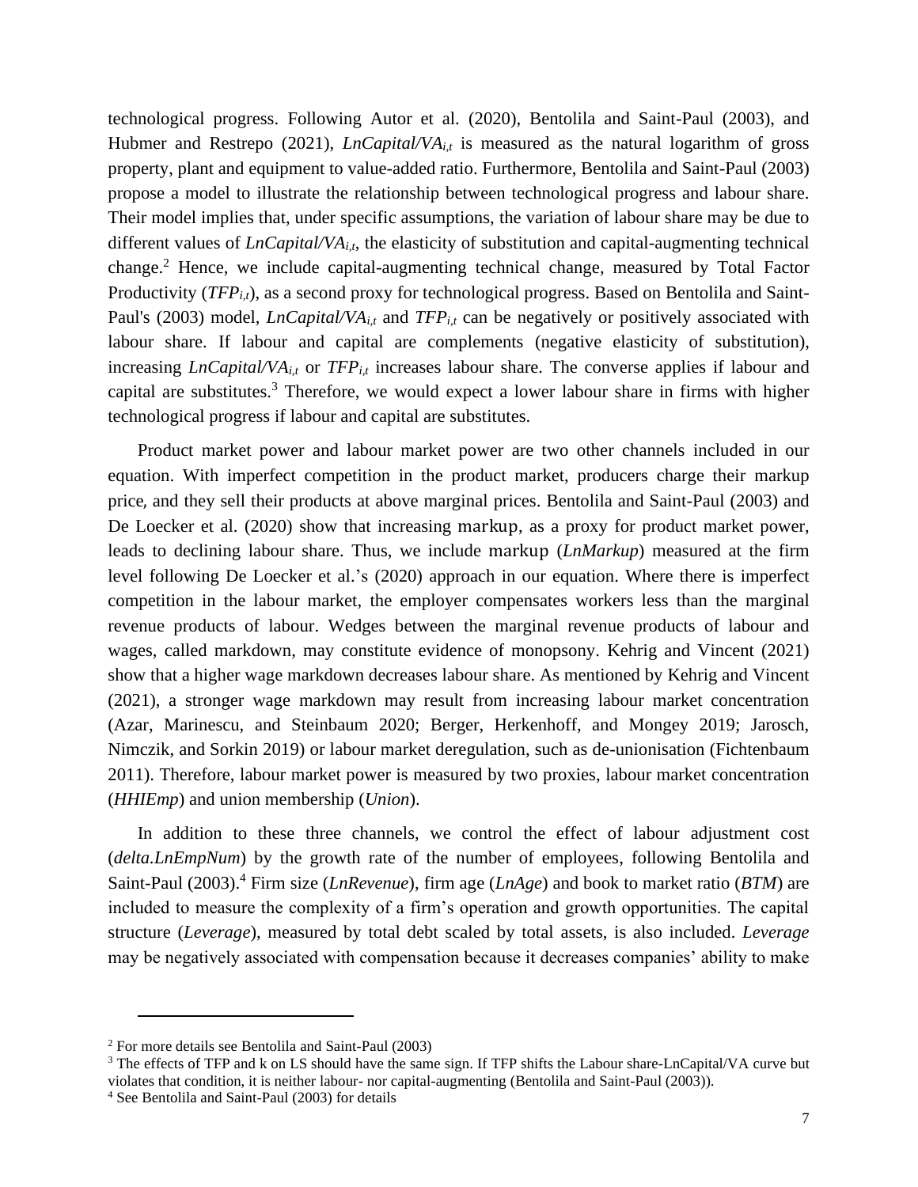technological progress. Following Autor et al. (2020), Bentolila and Saint-Paul (2003), and Hubmer and Restrepo (2021), $LnCapital/VA_{i,t}$ is measured as the natural logarithm of gross property, plant and equipment to value-added ratio. Furthermore, Bentolila and Saint-Paul (2003) propose a model to illustrate the relationship between technological progress and labour share. Their model implies that, under specific assumptions, the variation of labour share may be due to different values of $LnCapital/VA_{i,t}$, the elasticity of substitution and capital-augmenting technical change.[2] Hence, we include capital-augmenting technical change, measured by Total Factor Productivity ($TFP_{i,t}$), as a second proxy for technological progress. Based on Bentolila and Saint-Paul's (2003) model, $LnCapital/VA_{i,t}$ and $TFP_{i,t}$ can be negatively or positively associated with labour share. If labour and capital are complements (negative elasticity of substitution), increasing $LnCapital/VA_{i,t}$ or $TFP_{i,t}$ increases labour share. The converse applies if labour and capital are substitutes.[3] Therefore, we would expect a lower labour share in firms with higher technological progress if labour and capital are substitutes.

Product market power and labour market power are two other channels included in our equation. With imperfect competition in the product market, producers charge their markup price, and they sell their products at above marginal prices. Bentolila and Saint-Paul (2003) and De Loecker et al. (2020) show that increasing markup, as a proxy for product market power, leads to declining labour share. Thus, we include markup (*LnMarkup*) measured at the firm level following De Loecker et al.'s (2020) approach in our equation. Where there is imperfect competition in the labour market, the employer compensates workers less than the marginal revenue products of labour. Wedges between the marginal revenue products of labour and wages, called markdown, may constitute evidence of monopsony. Kehrig and Vincent (2021) show that a higher wage markdown decreases labour share. As mentioned by Kehrig and Vincent (2021), a stronger wage markdown may result from increasing labour market concentration (Azar, Marinescu, and Steinbaum 2020; Berger, Herkenhoff, and Mongey 2019; Jarosch, Nimczik, and Sorkin 2019) or labour market deregulation, such as de-unionisation (Fichtenbaum 2011). Therefore, labour market power is measured by two proxies, labour market concentration (*HHIEmp*) and union membership (*Union*).

In addition to these three channels, we control the effect of labour adjustment cost (*delta.LnEmpNum*) by the growth rate of the number of employees, following Bentolila and Saint-Paul (2003).[4] Firm size (*LnRevenue*), firm age (*LnAge*) and book to market ratio (*BTM*) are included to measure the complexity of a firm's operation and growth opportunities. The capital structure (*Leverage*), measured by total debt scaled by total assets, is also included. *Leverage* may be negatively associated with compensation because it decreases companies' ability to make

---

[2] For more details see Bentolila and Saint-Paul (2003)

[3] The effects of TFP and k on LS should have the same sign. If TFP shifts the Labour share-LnCapital/VA curve but violates that condition, it is neither labour- nor capital-augmenting (Bentolila and Saint-Paul (2003)).

[4] See Bentolila and Saint-Paul (2003) for details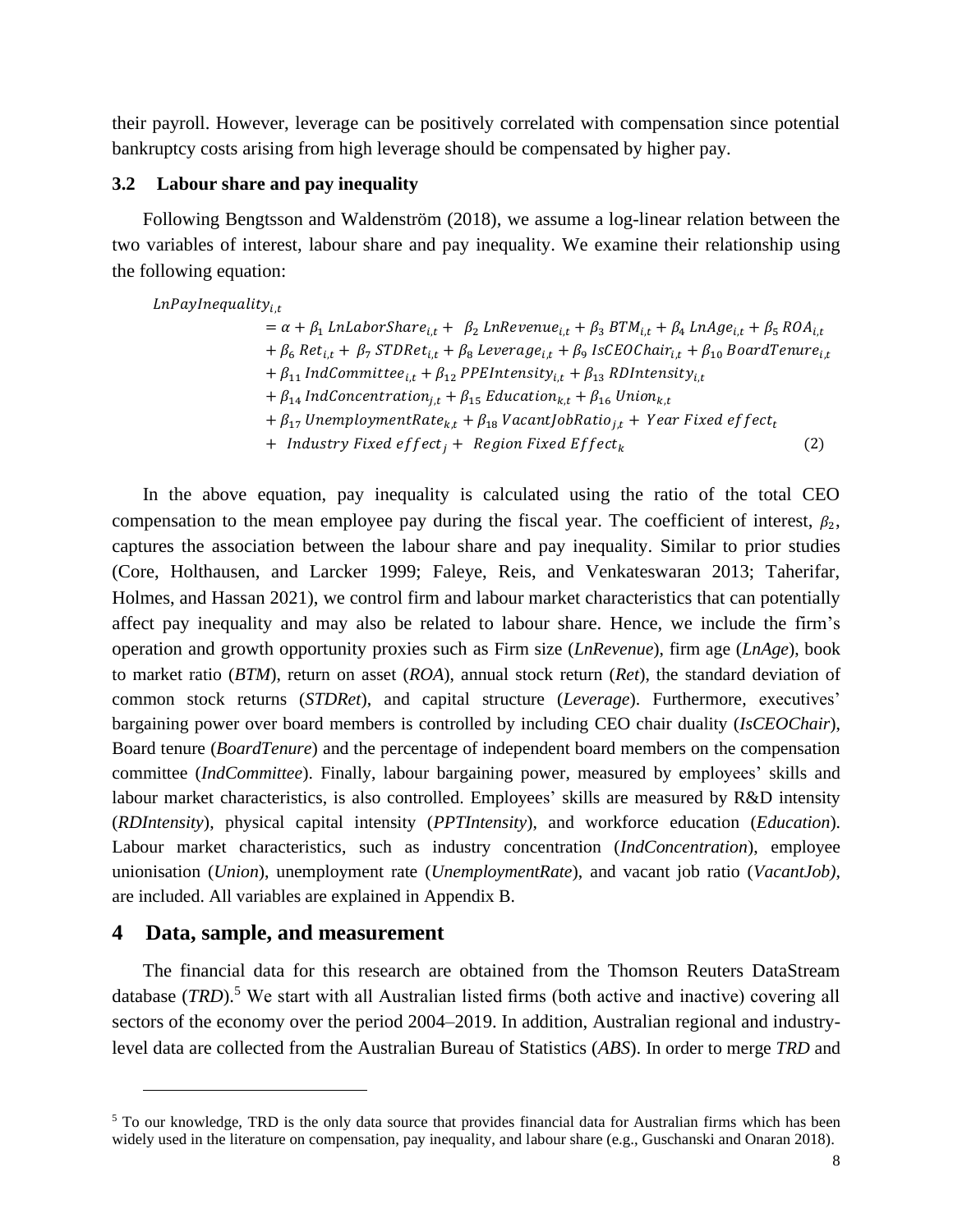their payroll. However, leverage can be positively correlated with compensation since potential bankruptcy costs arising from high leverage should be compensated by higher pay.

### 3.2 Labour share and pay inequality

Following Bengtsson and Waldenström (2018), we assume a log-linear relation between the two variables of interest, labour share and pay inequality. We examine their relationship using the following equation:

$$
\begin{aligned}
LnPayInequality_{i,t} &= \alpha + \beta_1\, LnLaborShare_{i,t} + \beta_2\, LnRevenue_{i,t} + \beta_3\, BTM_{i,t} + \beta_4\, LnAge_{i,t} + \beta_5\, ROA_{i,t} \\
&+ \beta_6\, Ret_{i,t} + \beta_7\, STDRet_{i,t} + \beta_8\, Leverage_{i,t} + \beta_9\, IsCEOChair_{i,t} + \beta_{10}\, BoardTenure_{i,t} \\
&+ \beta_{11}\, IndCommittee_{i,t} + \beta_{12}\, PPEIntensity_{i,t} + \beta_{13}\, RDIntensity_{i,t} \\
&+ \beta_{14}\, IndConcentration_{j,t} + \beta_{15}\, Education_{k,t} + \beta_{16}\, Union_{k,t} \\
&+ \beta_{17}\, UnemploymentRate_{k,t} + \beta_{18}\, VacantJobRatio_{j,t} + Year\ Fixed\ effect_t \\
&+ Industry\ Fixed\ effect_j + Region\ Fixed\ Effect_k \qquad (2)
\end{aligned}
$$

In the above equation, pay inequality is calculated using the ratio of the total CEO compensation to the mean employee pay during the fiscal year. The coefficient of interest, $\beta_2$, captures the association between the labour share and pay inequality. Similar to prior studies (Core, Holthausen, and Larcker 1999; Faleye, Reis, and Venkateswaran 2013; Taherifar, Holmes, and Hassan 2021), we control firm and labour market characteristics that can potentially affect pay inequality and may also be related to labour share. Hence, we include the firm's operation and growth opportunity proxies such as Firm size (*LnRevenue*), firm age (*LnAge*), book to market ratio (*BTM*), return on asset (*ROA*), annual stock return (*Ret*), the standard deviation of common stock returns (*STDRet*), and capital structure (*Leverage*). Furthermore, executives' bargaining power over board members is controlled by including CEO chair duality (*IsCEOChair*), Board tenure (*BoardTenure*) and the percentage of independent board members on the compensation committee (*IndCommittee*). Finally, labour bargaining power, measured by employees' skills and labour market characteristics, is also controlled. Employees' skills are measured by R&D intensity (*RDIntensity*), physical capital intensity (*PPTIntensity*), and workforce education (*Education*). Labour market characteristics, such as industry concentration (*IndConcentration*), employee unionisation (*Union*), unemployment rate (*UnemploymentRate*), and vacant job ratio (*VacantJob)*, are included. All variables are explained in Appendix B.

## 4 Data, sample, and measurement

The financial data for this research are obtained from the Thomson Reuters DataStream database (*TRD*).[5] We start with all Australian listed firms (both active and inactive) covering all sectors of the economy over the period 2004–2019. In addition, Australian regional and industry-level data are collected from the Australian Bureau of Statistics (*ABS*). In order to merge *TRD* and

[5] To our knowledge, TRD is the only data source that provides financial data for Australian firms which has been widely used in the literature on compensation, pay inequality, and labour share (e.g., Guschanski and Onaran 2018).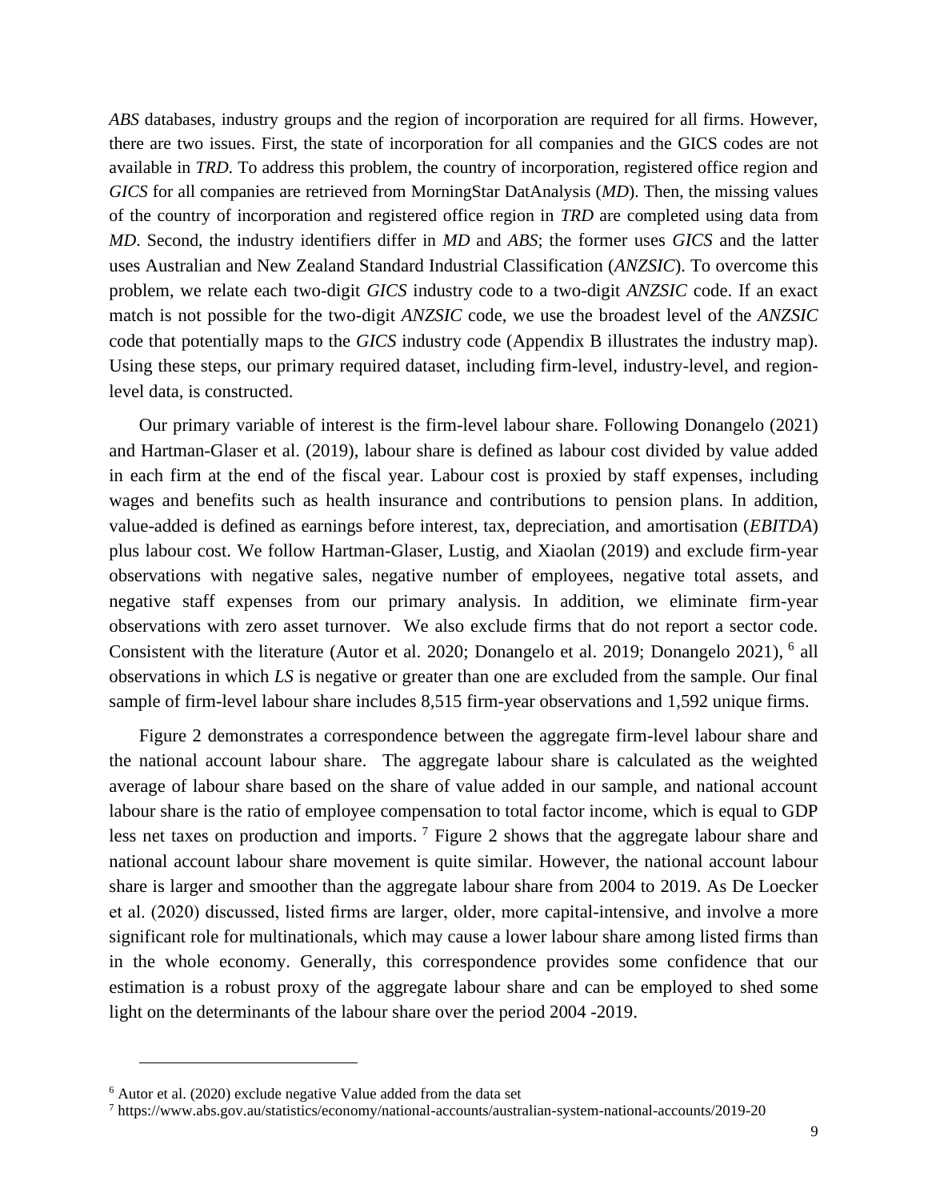*ABS* databases, industry groups and the region of incorporation are required for all firms. However, there are two issues. First, the state of incorporation for all companies and the GICS codes are not available in *TRD*. To address this problem, the country of incorporation, registered office region and *GICS* for all companies are retrieved from MorningStar DatAnalysis (*MD*). Then, the missing values of the country of incorporation and registered office region in *TRD* are completed using data from *MD*. Second, the industry identifiers differ in *MD* and *ABS*; the former uses *GICS* and the latter uses Australian and New Zealand Standard Industrial Classification (*ANZSIC*). To overcome this problem, we relate each two-digit *GICS* industry code to a two-digit *ANZSIC* code. If an exact match is not possible for the two-digit *ANZSIC* code, we use the broadest level of the *ANZSIC* code that potentially maps to the *GICS* industry code (Appendix B illustrates the industry map). Using these steps, our primary required dataset, including firm-level, industry-level, and region-level data, is constructed.

Our primary variable of interest is the firm-level labour share. Following Donangelo (2021) and Hartman-Glaser et al. (2019), labour share is defined as labour cost divided by value added in each firm at the end of the fiscal year. Labour cost is proxied by staff expenses, including wages and benefits such as health insurance and contributions to pension plans. In addition, value-added is defined as earnings before interest, tax, depreciation, and amortisation (*EBITDA*) plus labour cost. We follow Hartman-Glaser, Lustig, and Xiaolan (2019) and exclude firm-year observations with negative sales, negative number of employees, negative total assets, and negative staff expenses from our primary analysis. In addition, we eliminate firm-year observations with zero asset turnover. We also exclude firms that do not report a sector code. Consistent with the literature (Autor et al. 2020; Donangelo et al. 2019; Donangelo 2021), [6] all observations in which *LS* is negative or greater than one are excluded from the sample. Our final sample of firm-level labour share includes 8,515 firm-year observations and 1,592 unique firms.

Figure 2 demonstrates a correspondence between the aggregate firm-level labour share and the national account labour share. The aggregate labour share is calculated as the weighted average of labour share based on the share of value added in our sample, and national account labour share is the ratio of employee compensation to total factor income, which is equal to GDP less net taxes on production and imports. [7] Figure 2 shows that the aggregate labour share and national account labour share movement is quite similar. However, the national account labour share is larger and smoother than the aggregate labour share from 2004 to 2019. As De Loecker et al. (2020) discussed, listed firms are larger, older, more capital-intensive, and involve a more significant role for multinationals, which may cause a lower labour share among listed firms than in the whole economy. Generally, this correspondence provides some confidence that our estimation is a robust proxy of the aggregate labour share and can be employed to shed some light on the determinants of the labour share over the period 2004 -2019.

---

[6] Autor et al. (2020) exclude negative Value added from the data set

[7] https://www.abs.gov.au/statistics/economy/national-accounts/australian-system-national-accounts/2019-20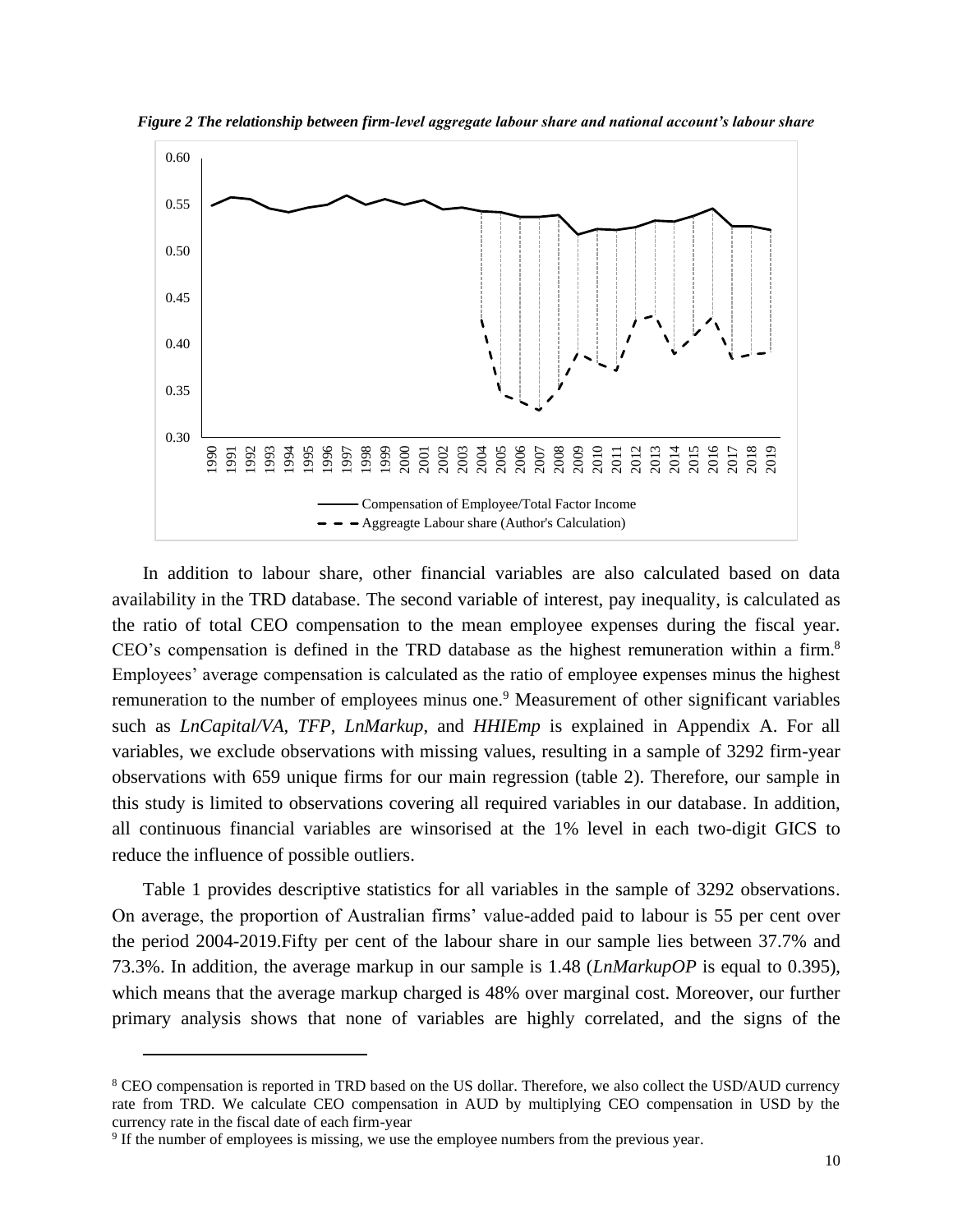*Figure 2 The relationship between firm-level aggregate labour share and national account's labour share*

In addition to labour share, other financial variables are also calculated based on data availability in the TRD database. The second variable of interest, pay inequality, is calculated as the ratio of total CEO compensation to the mean employee expenses during the fiscal year. CEO's compensation is defined in the TRD database as the highest remuneration within a firm.[8] Employees' average compensation is calculated as the ratio of employee expenses minus the highest remuneration to the number of employees minus one.[9] Measurement of other significant variables such as *LnCapital/VA*, *TFP*, *LnMarkup*, and *HHIEmp* is explained in Appendix A. For all variables, we exclude observations with missing values, resulting in a sample of 3292 firm-year observations with 659 unique firms for our main regression (table 2). Therefore, our sample in this study is limited to observations covering all required variables in our database. In addition, all continuous financial variables are winsorised at the 1% level in each two-digit GICS to reduce the influence of possible outliers.

Table 1 provides descriptive statistics for all variables in the sample of 3292 observations. On average, the proportion of Australian firms' value-added paid to labour is 55 per cent over the period 2004-2019.Fifty per cent of the labour share in our sample lies between 37.7% and 73.3%. In addition, the average markup in our sample is 1.48 (*LnMarkupOP* is equal to 0.395), which means that the average markup charged is 48% over marginal cost. Moreover, our further primary analysis shows that none of variables are highly correlated, and the signs of the

---

[8] CEO compensation is reported in TRD based on the US dollar. Therefore, we also collect the USD/AUD currency rate from TRD. We calculate CEO compensation in AUD by multiplying CEO compensation in USD by the currency rate in the fiscal date of each firm-year

[9] If the number of employees is missing, we use the employee numbers from the previous year.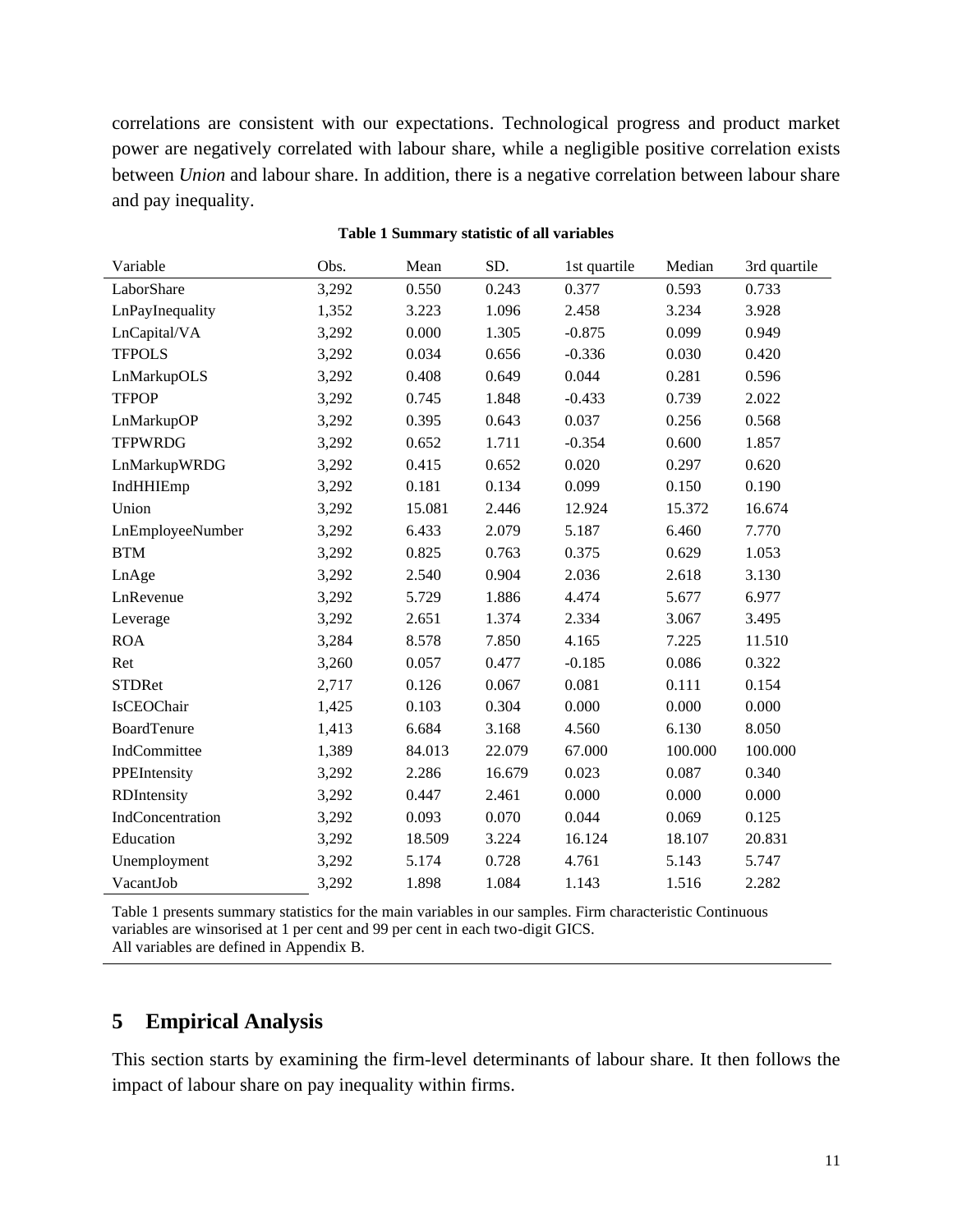correlations are consistent with our expectations. Technological progress and product market power are negatively correlated with labour share, while a negligible positive correlation exists between *Union* and labour share. In addition, there is a negative correlation between labour share and pay inequality.

**Table 1 Summary statistic of all variables**

| Variable | Obs. | Mean | SD. | 1st quartile | Median | 3rd quartile |
|---|---|---|---|---|---|---|
| LaborShare | 3,292 | 0.550 | 0.243 | 0.377 | 0.593 | 0.733 |
| LnPayInequality | 1,352 | 3.223 | 1.096 | 2.458 | 3.234 | 3.928 |
| LnCapital/VA | 3,292 | 0.000 | 1.305 | -0.875 | 0.099 | 0.949 |
| TFPOLS | 3,292 | 0.034 | 0.656 | -0.336 | 0.030 | 0.420 |
| LnMarkupOLS | 3,292 | 0.408 | 0.649 | 0.044 | 0.281 | 0.596 |
| TFPOP | 3,292 | 0.745 | 1.848 | -0.433 | 0.739 | 2.022 |
| LnMarkupOP | 3,292 | 0.395 | 0.643 | 0.037 | 0.256 | 0.568 |
| TFPWRDG | 3,292 | 0.652 | 1.711 | -0.354 | 0.600 | 1.857 |
| LnMarkupWRDG | 3,292 | 0.415 | 0.652 | 0.020 | 0.297 | 0.620 |
| IndHHIEmp | 3,292 | 0.181 | 0.134 | 0.099 | 0.150 | 0.190 |
| Union | 3,292 | 15.081 | 2.446 | 12.924 | 15.372 | 16.674 |
| LnEmployeeNumber | 3,292 | 6.433 | 2.079 | 5.187 | 6.460 | 7.770 |
| BTM | 3,292 | 0.825 | 0.763 | 0.375 | 0.629 | 1.053 |
| LnAge | 3,292 | 2.540 | 0.904 | 2.036 | 2.618 | 3.130 |
| LnRevenue | 3,292 | 5.729 | 1.886 | 4.474 | 5.677 | 6.977 |
| Leverage | 3,292 | 2.651 | 1.374 | 2.334 | 3.067 | 3.495 |
| ROA | 3,284 | 8.578 | 7.850 | 4.165 | 7.225 | 11.510 |
| Ret | 3,260 | 0.057 | 0.477 | -0.185 | 0.086 | 0.322 |
| STDRet | 2,717 | 0.126 | 0.067 | 0.081 | 0.111 | 0.154 |
| IsCEOChair | 1,425 | 0.103 | 0.304 | 0.000 | 0.000 | 0.000 |
| BoardTenure | 1,413 | 6.684 | 3.168 | 4.560 | 6.130 | 8.050 |
| IndCommittee | 1,389 | 84.013 | 22.079 | 67.000 | 100.000 | 100.000 |
| PPEIntensity | 3,292 | 2.286 | 16.679 | 0.023 | 0.087 | 0.340 |
| RDIntensity | 3,292 | 0.447 | 2.461 | 0.000 | 0.000 | 0.000 |
| IndConcentration | 3,292 | 0.093 | 0.070 | 0.044 | 0.069 | 0.125 |
| Education | 3,292 | 18.509 | 3.224 | 16.124 | 18.107 | 20.831 |
| Unemployment | 3,292 | 5.174 | 0.728 | 4.761 | 5.143 | 5.747 |
| VacantJob | 3,292 | 1.898 | 1.084 | 1.143 | 1.516 | 2.282 |

Table 1 presents summary statistics for the main variables in our samples. Firm characteristic Continuous variables are winsorised at 1 per cent and 99 per cent in each two-digit GICS.
All variables are defined in Appendix B.

## 5 Empirical Analysis

This section starts by examining the firm-level determinants of labour share. It then follows the impact of labour share on pay inequality within firms.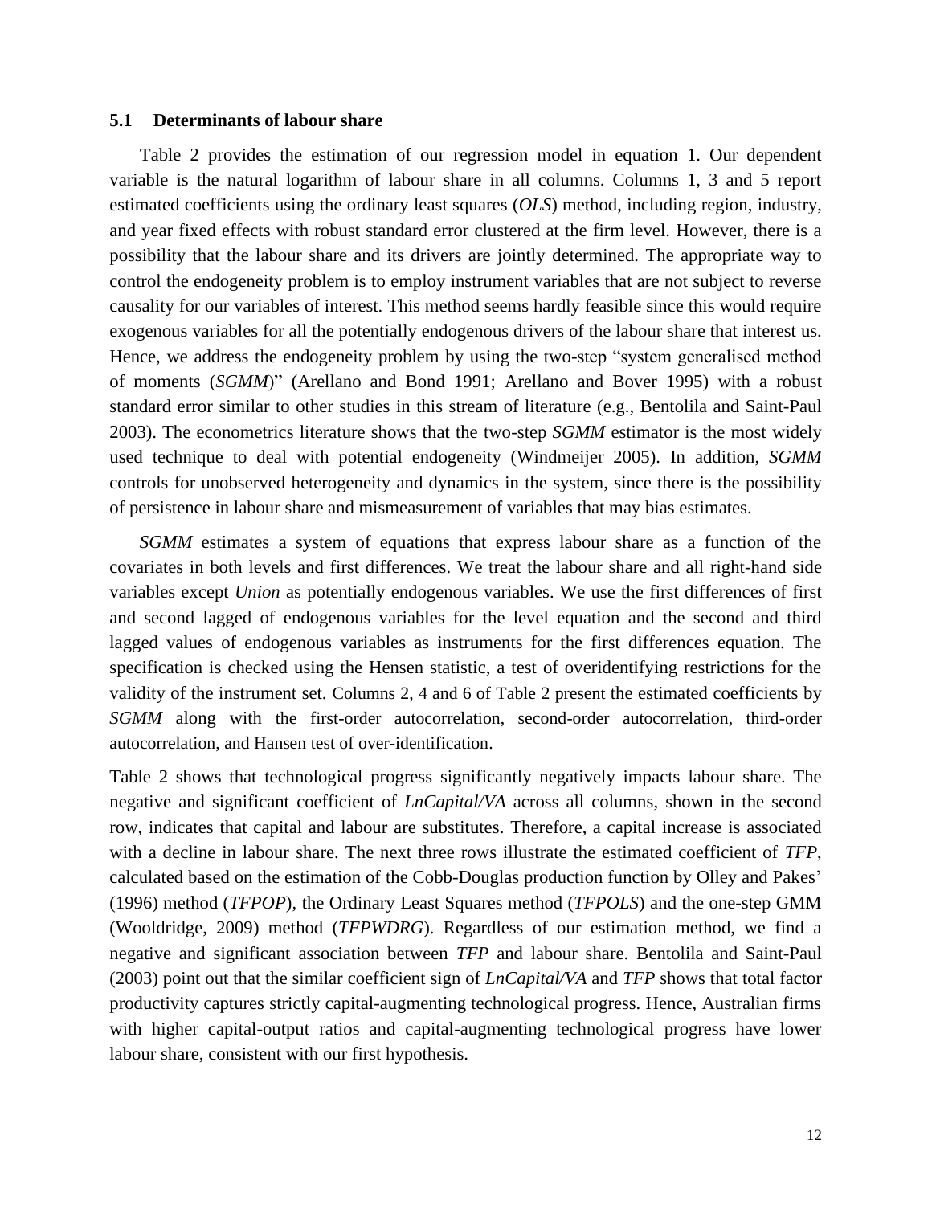### 5.1 Determinants of labour share

Table 2 provides the estimation of our regression model in equation 1. Our dependent variable is the natural logarithm of labour share in all columns. Columns 1, 3 and 5 report estimated coefficients using the ordinary least squares (*OLS*) method, including region, industry, and year fixed effects with robust standard error clustered at the firm level. However, there is a possibility that the labour share and its drivers are jointly determined. The appropriate way to control the endogeneity problem is to employ instrument variables that are not subject to reverse causality for our variables of interest. This method seems hardly feasible since this would require exogenous variables for all the potentially endogenous drivers of the labour share that interest us. Hence, we address the endogeneity problem by using the two-step "system generalised method of moments (*SGMM*)" (Arellano and Bond 1991; Arellano and Bover 1995) with a robust standard error similar to other studies in this stream of literature (e.g., Bentolila and Saint-Paul 2003). The econometrics literature shows that the two-step *SGMM* estimator is the most widely used technique to deal with potential endogeneity (Windmeijer 2005). In addition, *SGMM* controls for unobserved heterogeneity and dynamics in the system, since there is the possibility of persistence in labour share and mismeasurement of variables that may bias estimates.

*SGMM* estimates a system of equations that express labour share as a function of the covariates in both levels and first differences. We treat the labour share and all right-hand side variables except *Union* as potentially endogenous variables. We use the first differences of first and second lagged of endogenous variables for the level equation and the second and third lagged values of endogenous variables as instruments for the first differences equation. The specification is checked using the Hensen statistic, a test of overidentifying restrictions for the validity of the instrument set. Columns 2, 4 and 6 of Table 2 present the estimated coefficients by *SGMM* along with the first-order autocorrelation, second-order autocorrelation, third-order autocorrelation, and Hansen test of over-identification.

Table 2 shows that technological progress significantly negatively impacts labour share. The negative and significant coefficient of *LnCapital/VA* across all columns, shown in the second row, indicates that capital and labour are substitutes. Therefore, a capital increase is associated with a decline in labour share. The next three rows illustrate the estimated coefficient of *TFP*, calculated based on the estimation of the Cobb-Douglas production function by Olley and Pakes' (1996) method (*TFPOP*), the Ordinary Least Squares method (*TFPOLS*) and the one-step GMM (Wooldridge, 2009) method (*TFPWDRG*). Regardless of our estimation method, we find a negative and significant association between *TFP* and labour share. Bentolila and Saint-Paul (2003) point out that the similar coefficient sign of *LnCapital/VA* and *TFP* shows that total factor productivity captures strictly capital-augmenting technological progress. Hence, Australian firms with higher capital-output ratios and capital-augmenting technological progress have lower labour share, consistent with our first hypothesis.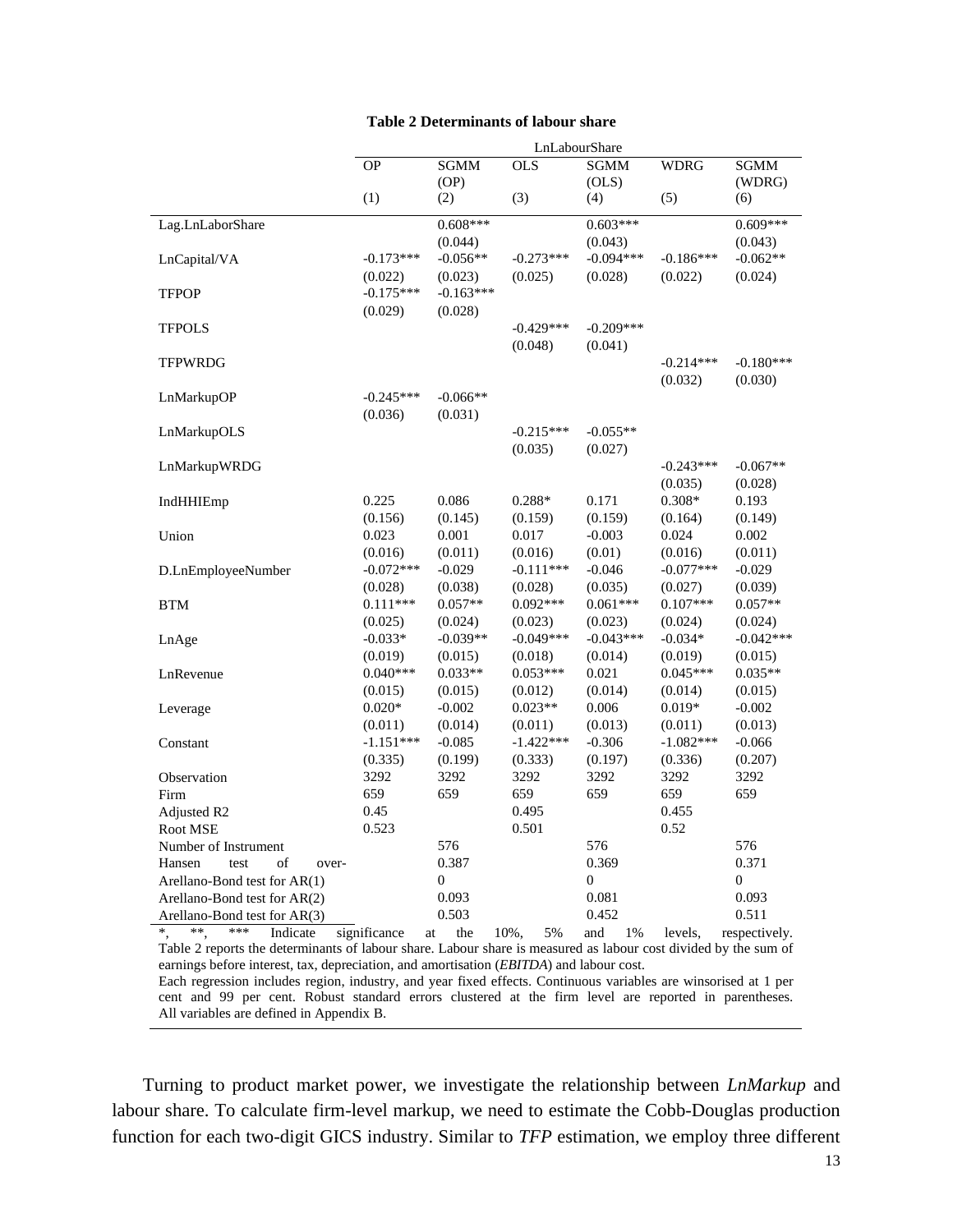**Table 2 Determinants of labour share**

| | LnLabourShare | | | | | |
|---|---|---|---|---|---|---|
| | OP | SGMM (OP) | OLS | SGMM (OLS) | WDRG | SGMM (WDRG) |
| | (1) | (2) | (3) | (4) | (5) | (6) |
| Lag.LnLaborShare | | 0.608*** | | 0.603*** | | 0.609*** |
| | | (0.044) | | (0.043) | | (0.043) |
| LnCapital/VA | -0.173*** | -0.056** | -0.273*** | -0.094*** | -0.186*** | -0.062** |
| | (0.022) | (0.023) | (0.025) | (0.028) | (0.022) | (0.024) |
| TFPOP | -0.175*** | -0.163*** | | | | |
| | (0.029) | (0.028) | | | | |
| TFPOLS | | | -0.429*** | -0.209*** | | |
| | | | (0.048) | (0.041) | | |
| TFPWRDG | | | | | -0.214*** | -0.180*** |
| | | | | | (0.032) | (0.030) |
| LnMarkupOP | -0.245*** | -0.066** | | | | |
| | (0.036) | (0.031) | | | | |
| LnMarkupOLS | | | -0.215*** | -0.055** | | |
| | | | (0.035) | (0.027) | | |
| LnMarkupWRDG | | | | | -0.243*** | -0.067** |
| | | | | | (0.035) | (0.028) |
| IndHHIEmp | 0.225 | 0.086 | 0.288* | 0.171 | 0.308* | 0.193 |
| | (0.156) | (0.145) | (0.159) | (0.159) | (0.164) | (0.149) |
| Union | 0.023 | 0.001 | 0.017 | -0.003 | 0.024 | 0.002 |
| | (0.016) | (0.011) | (0.016) | (0.01) | (0.016) | (0.011) |
| D.LnEmployeeNumber | -0.072*** | -0.029 | -0.111*** | -0.046 | -0.077*** | -0.029 |
| | (0.028) | (0.038) | (0.028) | (0.035) | (0.027) | (0.039) |
| BTM | 0.111*** | 0.057** | 0.092*** | 0.061*** | 0.107*** | 0.057** |
| | (0.025) | (0.024) | (0.023) | (0.023) | (0.024) | (0.024) |
| LnAge | -0.033* | -0.039** | -0.049*** | -0.043*** | -0.034* | -0.042*** |
| | (0.019) | (0.015) | (0.018) | (0.014) | (0.019) | (0.015) |
| LnRevenue | 0.040*** | 0.033** | 0.053*** | 0.021 | 0.045*** | 0.035** |
| | (0.015) | (0.015) | (0.012) | (0.014) | (0.014) | (0.015) |
| Leverage | 0.020* | -0.002 | 0.023** | 0.006 | 0.019* | -0.002 |
| | (0.011) | (0.014) | (0.011) | (0.013) | (0.011) | (0.013) |
| Constant | -1.151*** | -0.085 | -1.422*** | -0.306 | -1.082*** | -0.066 |
| | (0.335) | (0.199) | (0.333) | (0.197) | (0.336) | (0.207) |
| Observation | 3292 | 3292 | 3292 | 3292 | 3292 | 3292 |
| Firm | 659 | 659 | 659 | 659 | 659 | 659 |
| Adjusted R2 | 0.45 | | 0.495 | | 0.455 | |
| Root MSE | 0.523 | | 0.501 | | 0.52 | |
| Number of Instrument | | 576 | | 576 | | 576 |
| Hansen test of over- | | 0.387 | | 0.369 | | 0.371 |
| Arellano-Bond test for AR(1) | | 0 | | 0 | | 0 |
| Arellano-Bond test for AR(2) | | 0.093 | | 0.081 | | 0.093 |
| Arellano-Bond test for AR(3) | | 0.503 | | 0.452 | | 0.511 |

*, **, *** Indicate significance at the 10%, 5% and 1% levels, respectively.
Table 2 reports the determinants of labour share. Labour share is measured as labour cost divided by the sum of earnings before interest, tax, depreciation, and amortisation (*EBITDA*) and labour cost.
Each regression includes region, industry, and year fixed effects. Continuous variables are winsorised at 1 per cent and 99 per cent. Robust standard errors clustered at the firm level are reported in parentheses. All variables are defined in Appendix B.

Turning to product market power, we investigate the relationship between *LnMarkup* and labour share. To calculate firm-level markup, we need to estimate the Cobb-Douglas production function for each two-digit GICS industry. Similar to *TFP* estimation, we employ three different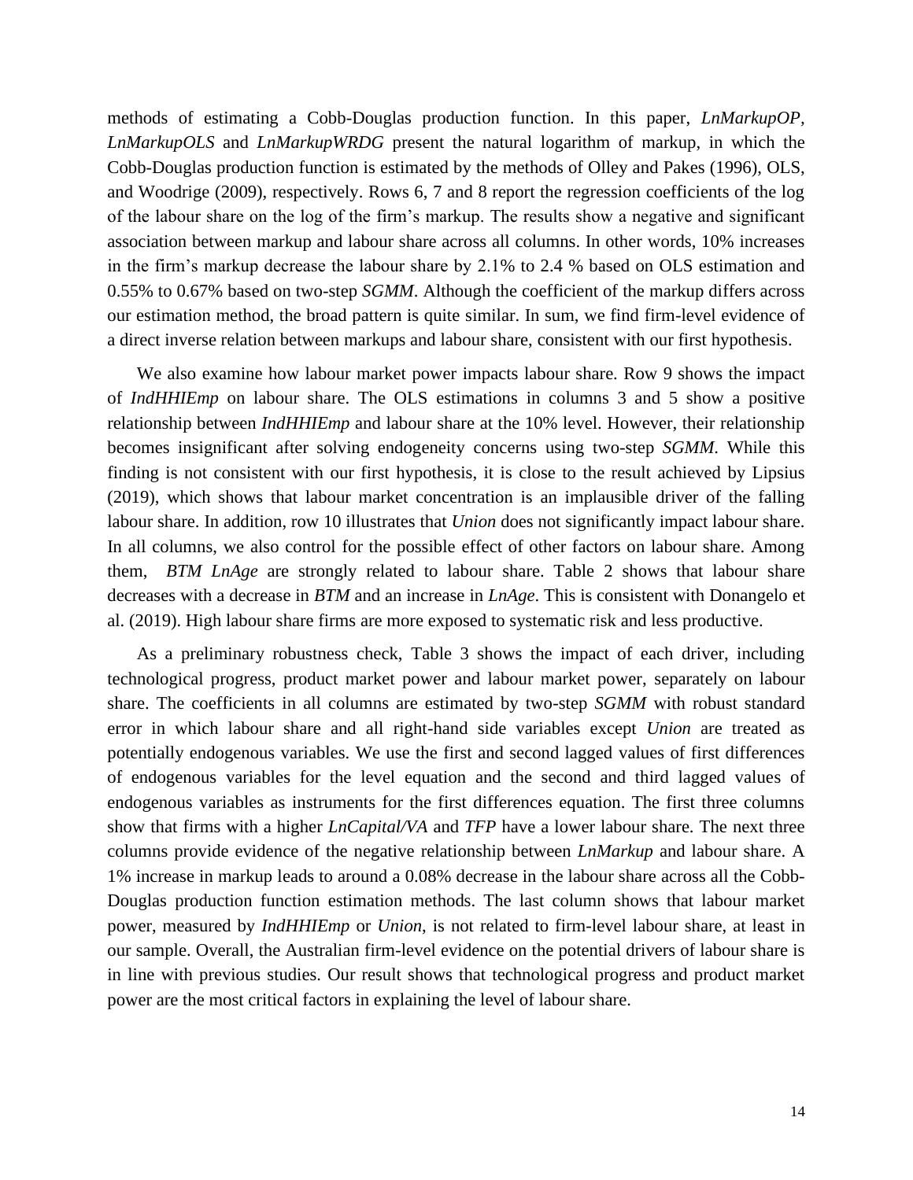methods of estimating a Cobb-Douglas production function. In this paper, *LnMarkupOP*, *LnMarkupOLS* and *LnMarkupWRDG* present the natural logarithm of markup, in which the Cobb-Douglas production function is estimated by the methods of Olley and Pakes (1996), OLS, and Woodrige (2009), respectively. Rows 6, 7 and 8 report the regression coefficients of the log of the labour share on the log of the firm's markup. The results show a negative and significant association between markup and labour share across all columns. In other words, 10% increases in the firm's markup decrease the labour share by 2.1% to 2.4 % based on OLS estimation and 0.55% to 0.67% based on two-step *SGMM*. Although the coefficient of the markup differs across our estimation method, the broad pattern is quite similar. In sum, we find firm-level evidence of a direct inverse relation between markups and labour share, consistent with our first hypothesis.

We also examine how labour market power impacts labour share. Row 9 shows the impact of *IndHHIEmp* on labour share. The OLS estimations in columns 3 and 5 show a positive relationship between *IndHHIEmp* and labour share at the 10% level. However, their relationship becomes insignificant after solving endogeneity concerns using two-step *SGMM*. While this finding is not consistent with our first hypothesis, it is close to the result achieved by Lipsius (2019), which shows that labour market concentration is an implausible driver of the falling labour share. In addition, row 10 illustrates that *Union* does not significantly impact labour share. In all columns, we also control for the possible effect of other factors on labour share. Among them, *BTM LnAge* are strongly related to labour share. Table 2 shows that labour share decreases with a decrease in *BTM* and an increase in *LnAge*. This is consistent with Donangelo et al. (2019). High labour share firms are more exposed to systematic risk and less productive.

As a preliminary robustness check, Table 3 shows the impact of each driver, including technological progress, product market power and labour market power, separately on labour share. The coefficients in all columns are estimated by two-step *SGMM* with robust standard error in which labour share and all right-hand side variables except *Union* are treated as potentially endogenous variables. We use the first and second lagged values of first differences of endogenous variables for the level equation and the second and third lagged values of endogenous variables as instruments for the first differences equation. The first three columns show that firms with a higher *LnCapital/VA* and *TFP* have a lower labour share. The next three columns provide evidence of the negative relationship between *LnMarkup* and labour share. A 1% increase in markup leads to around a 0.08% decrease in the labour share across all the Cobb-Douglas production function estimation methods. The last column shows that labour market power, measured by *IndHHIEmp* or *Union*, is not related to firm-level labour share, at least in our sample. Overall, the Australian firm-level evidence on the potential drivers of labour share is in line with previous studies. Our result shows that technological progress and product market power are the most critical factors in explaining the level of labour share.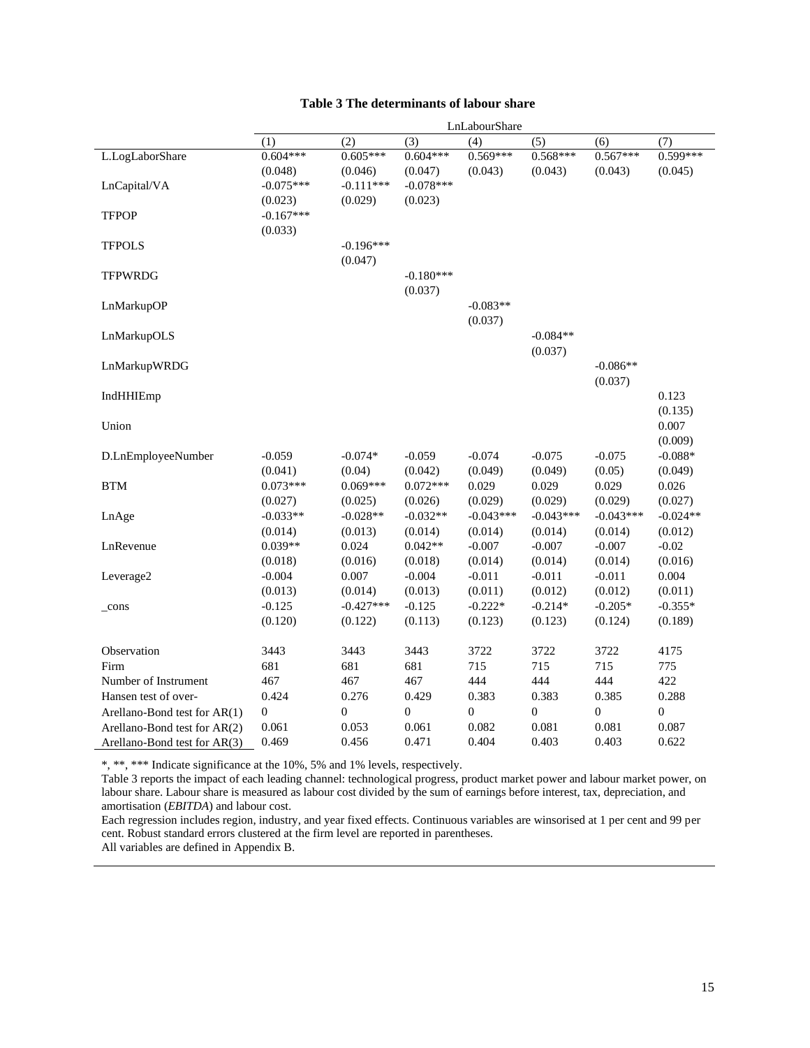**Table 3 The determinants of labour share**

| | LnLabourShare | | | | | | |
|---|---|---|---|---|---|---|---|
| | (1) | (2) | (3) | (4) | (5) | (6) | (7) |
| L.LogLaborShare | 0.604*** | 0.605*** | 0.604*** | 0.569*** | 0.568*** | 0.567*** | 0.599*** |
| | (0.048) | (0.046) | (0.047) | (0.043) | (0.043) | (0.043) | (0.045) |
| LnCapital/VA | -0.075*** | -0.111*** | -0.078*** | | | | |
| | (0.023) | (0.029) | (0.023) | | | | |
| TFPOP | -0.167*** | | | | | | |
| | (0.033) | | | | | | |
| TFPOLS | | -0.196*** | | | | | |
| | | (0.047) | | | | | |
| TFPWRDG | | | -0.180*** | | | | |
| | | | (0.037) | | | | |
| LnMarkupOP | | | | -0.083** | | | |
| | | | | (0.037) | | | |
| LnMarkupOLS | | | | | -0.084** | | |
| | | | | | (0.037) | | |
| LnMarkupWRDG | | | | | | -0.086** | |
| | | | | | | (0.037) | |
| IndHHIEmp | | | | | | | 0.123 |
| | | | | | | | (0.135) |
| Union | | | | | | | 0.007 |
| | | | | | | | (0.009) |
| D.LnEmployeeNumber | -0.059 | -0.074* | -0.059 | -0.074 | -0.075 | -0.075 | -0.088* |
| | (0.041) | (0.04) | (0.042) | (0.049) | (0.049) | (0.05) | (0.049) |
| BTM | 0.073*** | 0.069*** | 0.072*** | 0.029 | 0.029 | 0.029 | 0.026 |
| | (0.027) | (0.025) | (0.026) | (0.029) | (0.029) | (0.029) | (0.027) |
| LnAge | -0.033** | -0.028** | -0.032** | -0.043*** | -0.043*** | -0.043*** | -0.024** |
| | (0.014) | (0.013) | (0.014) | (0.014) | (0.014) | (0.014) | (0.012) |
| LnRevenue | 0.039** | 0.024 | 0.042** | -0.007 | -0.007 | -0.007 | -0.02 |
| | (0.018) | (0.016) | (0.018) | (0.014) | (0.014) | (0.014) | (0.016) |
| Leverage2 | -0.004 | 0.007 | -0.004 | -0.011 | -0.011 | -0.011 | 0.004 |
| | (0.013) | (0.014) | (0.013) | (0.011) | (0.012) | (0.012) | (0.011) |
| _cons | -0.125 | -0.427*** | -0.125 | -0.222* | -0.214* | -0.205* | -0.355* |
| | (0.120) | (0.122) | (0.113) | (0.123) | (0.123) | (0.124) | (0.189) |
| Observation | 3443 | 3443 | 3443 | 3722 | 3722 | 3722 | 4175 |
| Firm | 681 | 681 | 681 | 715 | 715 | 715 | 775 |
| Number of Instrument | 467 | 467 | 467 | 444 | 444 | 444 | 422 |
| Hansen test of over- | 0.424 | 0.276 | 0.429 | 0.383 | 0.383 | 0.385 | 0.288 |
| Arellano-Bond test for AR(1) | 0 | 0 | 0 | 0 | 0 | 0 | 0 |
| Arellano-Bond test for AR(2) | 0.061 | 0.053 | 0.061 | 0.082 | 0.081 | 0.081 | 0.087 |
| Arellano-Bond test for AR(3) | 0.469 | 0.456 | 0.471 | 0.404 | 0.403 | 0.403 | 0.622 |

*, **, *** Indicate significance at the 10%, 5% and 1% levels, respectively.

Table 3 reports the impact of each leading channel: technological progress, product market power and labour market power, on labour share. Labour share is measured as labour cost divided by the sum of earnings before interest, tax, depreciation, and amortisation (*EBITDA*) and labour cost.

Each regression includes region, industry, and year fixed effects. Continuous variables are winsorised at 1 per cent and 99 per cent. Robust standard errors clustered at the firm level are reported in parentheses.

All variables are defined in Appendix B.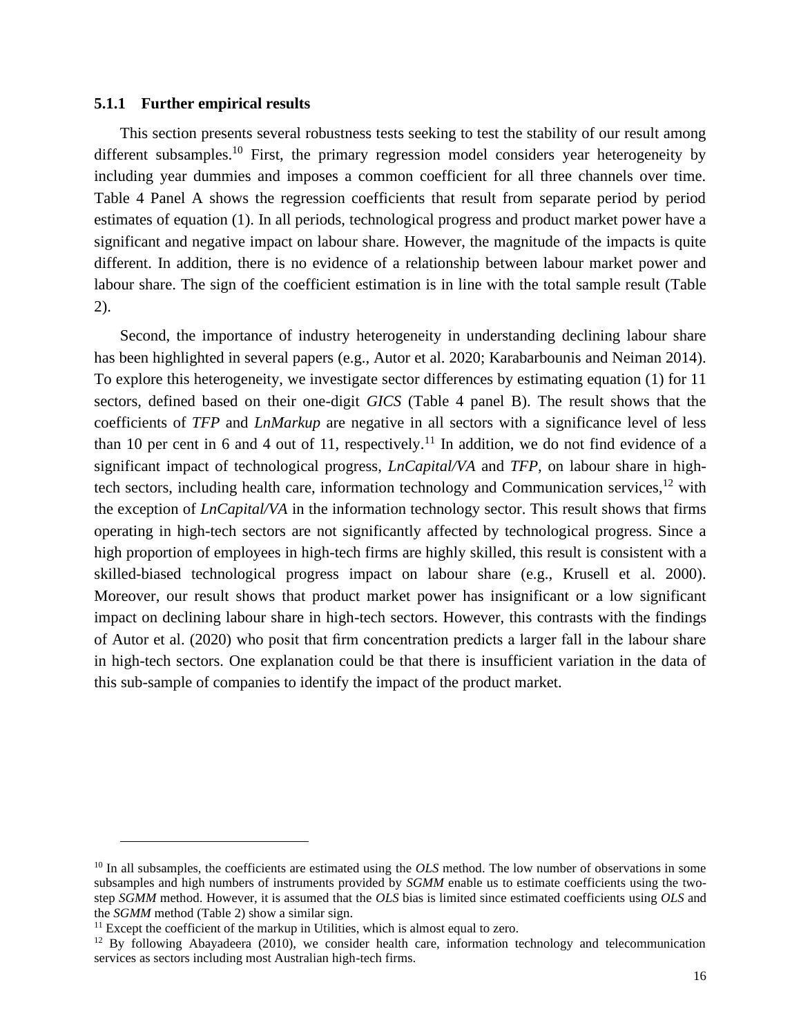### 5.1.1 Further empirical results

This section presents several robustness tests seeking to test the stability of our result among different subsamples.[10] First, the primary regression model considers year heterogeneity by including year dummies and imposes a common coefficient for all three channels over time. Table 4 Panel A shows the regression coefficients that result from separate period by period estimates of equation (1). In all periods, technological progress and product market power have a significant and negative impact on labour share. However, the magnitude of the impacts is quite different. In addition, there is no evidence of a relationship between labour market power and labour share. The sign of the coefficient estimation is in line with the total sample result (Table 2).

Second, the importance of industry heterogeneity in understanding declining labour share has been highlighted in several papers (e.g., Autor et al. 2020; Karabarbounis and Neiman 2014). To explore this heterogeneity, we investigate sector differences by estimating equation (1) for 11 sectors, defined based on their one-digit *GICS* (Table 4 panel B). The result shows that the coefficients of *TFP* and *LnMarkup* are negative in all sectors with a significance level of less than 10 per cent in 6 and 4 out of 11, respectively.[11] In addition, we do not find evidence of a significant impact of technological progress, *LnCapital/VA* and *TFP*, on labour share in high-tech sectors, including health care, information technology and Communication services,[12] with the exception of *LnCapital/VA* in the information technology sector. This result shows that firms operating in high-tech sectors are not significantly affected by technological progress. Since a high proportion of employees in high-tech firms are highly skilled, this result is consistent with a skilled-biased technological progress impact on labour share (e.g., Krusell et al. 2000). Moreover, our result shows that product market power has insignificant or a low significant impact on declining labour share in high-tech sectors. However, this contrasts with the findings of Autor et al. (2020) who posit that firm concentration predicts a larger fall in the labour share in high-tech sectors. One explanation could be that there is insufficient variation in the data of this sub-sample of companies to identify the impact of the product market.

---

[10] In all subsamples, the coefficients are estimated using the *OLS* method. The low number of observations in some subsamples and high numbers of instruments provided by *SGMM* enable us to estimate coefficients using the two-step *SGMM* method. However, it is assumed that the *OLS* bias is limited since estimated coefficients using *OLS* and the *SGMM* method (Table 2) show a similar sign.

[11] Except the coefficient of the markup in Utilities, which is almost equal to zero.

[12] By following Abayadeera (2010), we consider health care, information technology and telecommunication services as sectors including most Australian high-tech firms.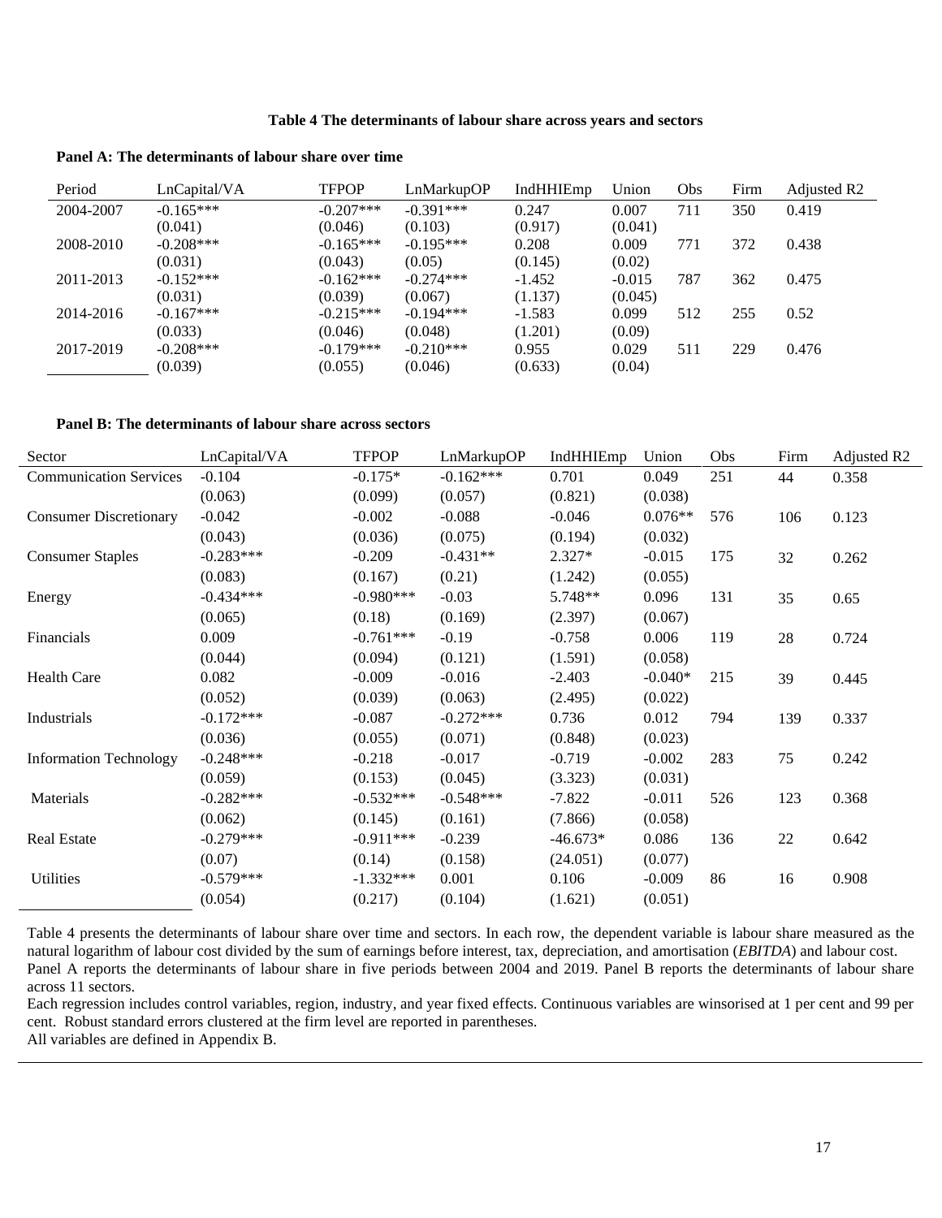**Table 4 The determinants of labour share across years and sectors**

**Panel A: The determinants of labour share over time**

| Period | LnCapital/VA | TFPOP | LnMarkupOP | IndHHIEmp | Union | Obs | Firm | Adjusted R2 |
|---|---|---|---|---|---|---|---|---|
| 2004-2007 | -0.165*** | -0.207*** | -0.391*** | 0.247 | 0.007 | 711 | 350 | 0.419 |
| | (0.041) | (0.046) | (0.103) | (0.917) | (0.041) | | | |
| 2008-2010 | -0.208*** | -0.165*** | -0.195*** | 0.208 | 0.009 | 771 | 372 | 0.438 |
| | (0.031) | (0.043) | (0.05) | (0.145) | (0.02) | | | |
| 2011-2013 | -0.152*** | -0.162*** | -0.274*** | -1.452 | -0.015 | 787 | 362 | 0.475 |
| | (0.031) | (0.039) | (0.067) | (1.137) | (0.045) | | | |
| 2014-2016 | -0.167*** | -0.215*** | -0.194*** | -1.583 | 0.099 | 512 | 255 | 0.52 |
| | (0.033) | (0.046) | (0.048) | (1.201) | (0.09) | | | |
| 2017-2019 | -0.208*** | -0.179*** | -0.210*** | 0.955 | 0.029 | 511 | 229 | 0.476 |
| | (0.039) | (0.055) | (0.046) | (0.633) | (0.04) | | | |

**Panel B: The determinants of labour share across sectors**

| Sector | LnCapital/VA | TFPOP | LnMarkupOP | IndHHIEmp | Union | Obs | Firm | Adjusted R2 |
|---|---|---|---|---|---|---|---|---|
| Communication Services | -0.104 | -0.175* | -0.162*** | 0.701 | 0.049 | 251 | 44 | 0.358 |
| | (0.063) | (0.099) | (0.057) | (0.821) | (0.038) | | | |
| Consumer Discretionary | -0.042 | -0.002 | -0.088 | -0.046 | 0.076** | 576 | 106 | 0.123 |
| | (0.043) | (0.036) | (0.075) | (0.194) | (0.032) | | | |
| Consumer Staples | -0.283*** | -0.209 | -0.431** | 2.327* | -0.015 | 175 | 32 | 0.262 |
| | (0.083) | (0.167) | (0.21) | (1.242) | (0.055) | | | |
| Energy | -0.434*** | -0.980*** | -0.03 | 5.748** | 0.096 | 131 | 35 | 0.65 |
| | (0.065) | (0.18) | (0.169) | (2.397) | (0.067) | | | |
| Financials | 0.009 | -0.761*** | -0.19 | -0.758 | 0.006 | 119 | 28 | 0.724 |
| | (0.044) | (0.094) | (0.121) | (1.591) | (0.058) | | | |
| Health Care | 0.082 | -0.009 | -0.016 | -2.403 | -0.040* | 215 | 39 | 0.445 |
| | (0.052) | (0.039) | (0.063) | (2.495) | (0.022) | | | |
| Industrials | -0.172*** | -0.087 | -0.272*** | 0.736 | 0.012 | 794 | 139 | 0.337 |
| | (0.036) | (0.055) | (0.071) | (0.848) | (0.023) | | | |
| Information Technology | -0.248*** | -0.218 | -0.017 | -0.719 | -0.002 | 283 | 75 | 0.242 |
| | (0.059) | (0.153) | (0.045) | (3.323) | (0.031) | | | |
| Materials | -0.282*** | -0.532*** | -0.548*** | -7.822 | -0.011 | 526 | 123 | 0.368 |
| | (0.062) | (0.145) | (0.161) | (7.866) | (0.058) | | | |
| Real Estate | -0.279*** | -0.911*** | -0.239 | -46.673* | 0.086 | 136 | 22 | 0.642 |
| | (0.07) | (0.14) | (0.158) | (24.051) | (0.077) | | | |
| Utilities | -0.579*** | -1.332*** | 0.001 | 0.106 | -0.009 | 86 | 16 | 0.908 |
| | (0.054) | (0.217) | (0.104) | (1.621) | (0.051) | | | |

Table 4 presents the determinants of labour share over time and sectors. In each row, the dependent variable is labour share measured as the natural logarithm of labour cost divided by the sum of earnings before interest, tax, depreciation, and amortisation (*EBITDA*) and labour cost. Panel A reports the determinants of labour share in five periods between 2004 and 2019. Panel B reports the determinants of labour share across 11 sectors.

Each regression includes control variables, region, industry, and year fixed effects. Continuous variables are winsorised at 1 per cent and 99 per cent. Robust standard errors clustered at the firm level are reported in parentheses.

All variables are defined in Appendix B.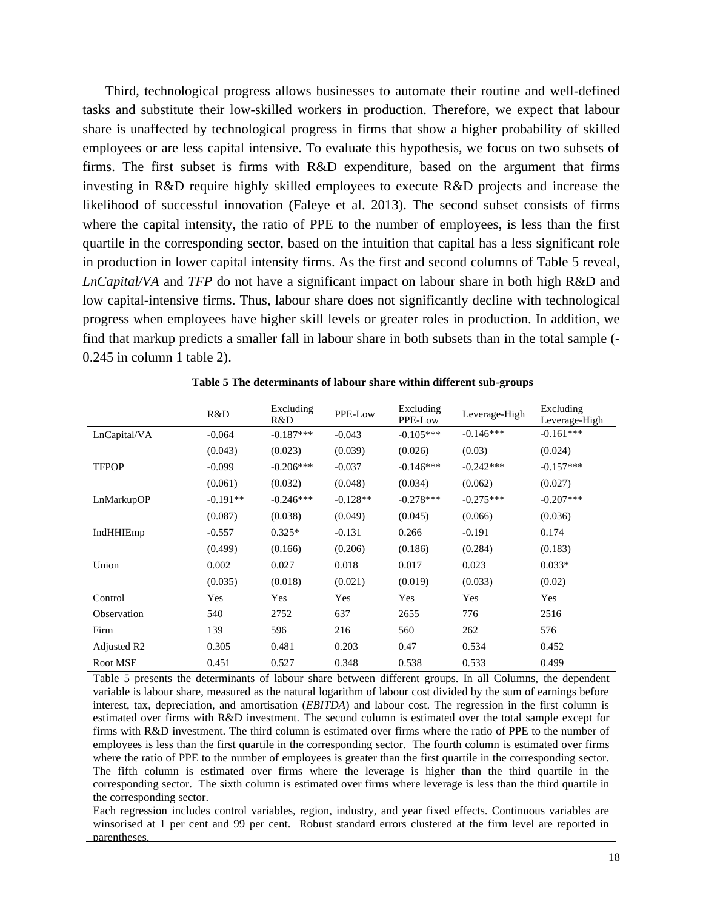Third, technological progress allows businesses to automate their routine and well-defined tasks and substitute their low-skilled workers in production. Therefore, we expect that labour share is unaffected by technological progress in firms that show a higher probability of skilled employees or are less capital intensive. To evaluate this hypothesis, we focus on two subsets of firms. The first subset is firms with R&D expenditure, based on the argument that firms investing in R&D require highly skilled employees to execute R&D projects and increase the likelihood of successful innovation (Faleye et al. 2013). The second subset consists of firms where the capital intensity, the ratio of PPE to the number of employees, is less than the first quartile in the corresponding sector, based on the intuition that capital has a less significant role in production in lower capital intensity firms. As the first and second columns of Table 5 reveal, *LnCapital/VA* and *TFP* do not have a significant impact on labour share in both high R&D and low capital-intensive firms. Thus, labour share does not significantly decline with technological progress when employees have higher skill levels or greater roles in production. In addition, we find that markup predicts a smaller fall in labour share in both subsets than in the total sample (-0.245 in column 1 table 2).

**Table 5 The determinants of labour share within different sub-groups**

| | R&D | Excluding R&D | PPE-Low | Excluding PPE-Low | Leverage-High | Excluding Leverage-High |
|---|---|---|---|---|---|---|
| LnCapital/VA | -0.064 | -0.187*** | -0.043 | -0.105*** | -0.146*** | -0.161*** |
| | (0.043) | (0.023) | (0.039) | (0.026) | (0.03) | (0.024) |
| TFPOP | -0.099 | -0.206*** | -0.037 | -0.146*** | -0.242*** | -0.157*** |
| | (0.061) | (0.032) | (0.048) | (0.034) | (0.062) | (0.027) |
| LnMarkupOP | -0.191** | -0.246*** | -0.128** | -0.278*** | -0.275*** | -0.207*** |
| | (0.087) | (0.038) | (0.049) | (0.045) | (0.066) | (0.036) |
| IndHHIEmp | -0.557 | 0.325* | -0.131 | 0.266 | -0.191 | 0.174 |
| | (0.499) | (0.166) | (0.206) | (0.186) | (0.284) | (0.183) |
| Union | 0.002 | 0.027 | 0.018 | 0.017 | 0.023 | 0.033* |
| | (0.035) | (0.018) | (0.021) | (0.019) | (0.033) | (0.02) |
| Control | Yes | Yes | Yes | Yes | Yes | Yes |
| Observation | 540 | 2752 | 637 | 2655 | 776 | 2516 |
| Firm | 139 | 596 | 216 | 560 | 262 | 576 |
| Adjusted R2 | 0.305 | 0.481 | 0.203 | 0.47 | 0.534 | 0.452 |
| Root MSE | 0.451 | 0.527 | 0.348 | 0.538 | 0.533 | 0.499 |

Table 5 presents the determinants of labour share between different groups. In all Columns, the dependent variable is labour share, measured as the natural logarithm of labour cost divided by the sum of earnings before interest, tax, depreciation, and amortisation (*EBITDA*) and labour cost. The regression in the first column is estimated over firms with R&D investment. The second column is estimated over the total sample except for firms with R&D investment. The third column is estimated over firms where the ratio of PPE to the number of employees is less than the first quartile in the corresponding sector. The fourth column is estimated over firms where the ratio of PPE to the number of employees is greater than the first quartile in the corresponding sector. The fifth column is estimated over firms where the leverage is higher than the third quartile in the corresponding sector. The sixth column is estimated over firms where leverage is less than the third quartile in the corresponding sector.

Each regression includes control variables, region, industry, and year fixed effects. Continuous variables are winsorised at 1 per cent and 99 per cent. Robust standard errors clustered at the firm level are reported in parentheses.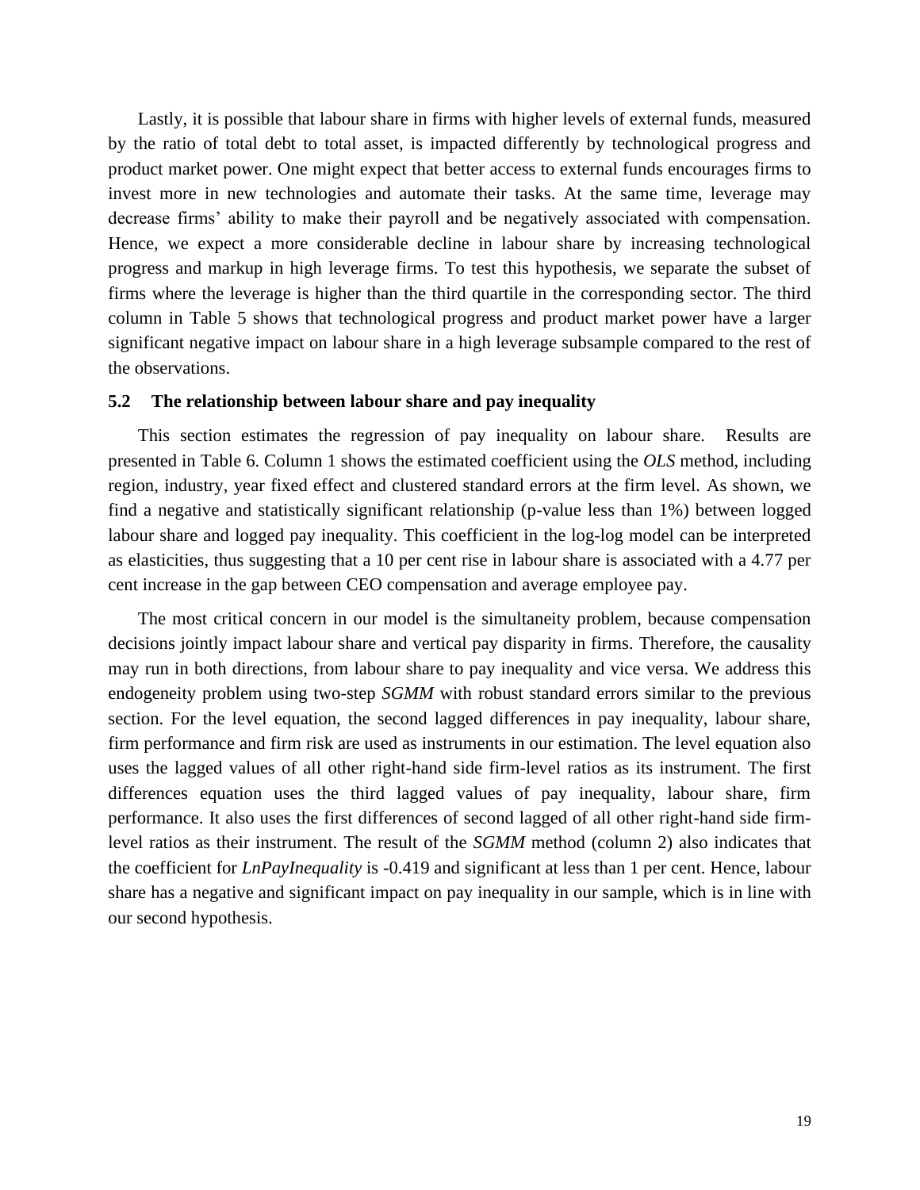Lastly, it is possible that labour share in firms with higher levels of external funds, measured by the ratio of total debt to total asset, is impacted differently by technological progress and product market power. One might expect that better access to external funds encourages firms to invest more in new technologies and automate their tasks. At the same time, leverage may decrease firms' ability to make their payroll and be negatively associated with compensation. Hence, we expect a more considerable decline in labour share by increasing technological progress and markup in high leverage firms. To test this hypothesis, we separate the subset of firms where the leverage is higher than the third quartile in the corresponding sector. The third column in Table 5 shows that technological progress and product market power have a larger significant negative impact on labour share in a high leverage subsample compared to the rest of the observations.

### 5.2 The relationship between labour share and pay inequality

This section estimates the regression of pay inequality on labour share. Results are presented in Table 6. Column 1 shows the estimated coefficient using the *OLS* method, including region, industry, year fixed effect and clustered standard errors at the firm level. As shown, we find a negative and statistically significant relationship (p-value less than 1%) between logged labour share and logged pay inequality. This coefficient in the log-log model can be interpreted as elasticities, thus suggesting that a 10 per cent rise in labour share is associated with a 4.77 per cent increase in the gap between CEO compensation and average employee pay.

The most critical concern in our model is the simultaneity problem, because compensation decisions jointly impact labour share and vertical pay disparity in firms. Therefore, the causality may run in both directions, from labour share to pay inequality and vice versa. We address this endogeneity problem using two-step *SGMM* with robust standard errors similar to the previous section. For the level equation, the second lagged differences in pay inequality, labour share, firm performance and firm risk are used as instruments in our estimation. The level equation also uses the lagged values of all other right-hand side firm-level ratios as its instrument. The first differences equation uses the third lagged values of pay inequality, labour share, firm performance. It also uses the first differences of second lagged of all other right-hand side firm-level ratios as their instrument. The result of the *SGMM* method (column 2) also indicates that the coefficient for *LnPayInequality* is -0.419 and significant at less than 1 per cent. Hence, labour share has a negative and significant impact on pay inequality in our sample, which is in line with our second hypothesis.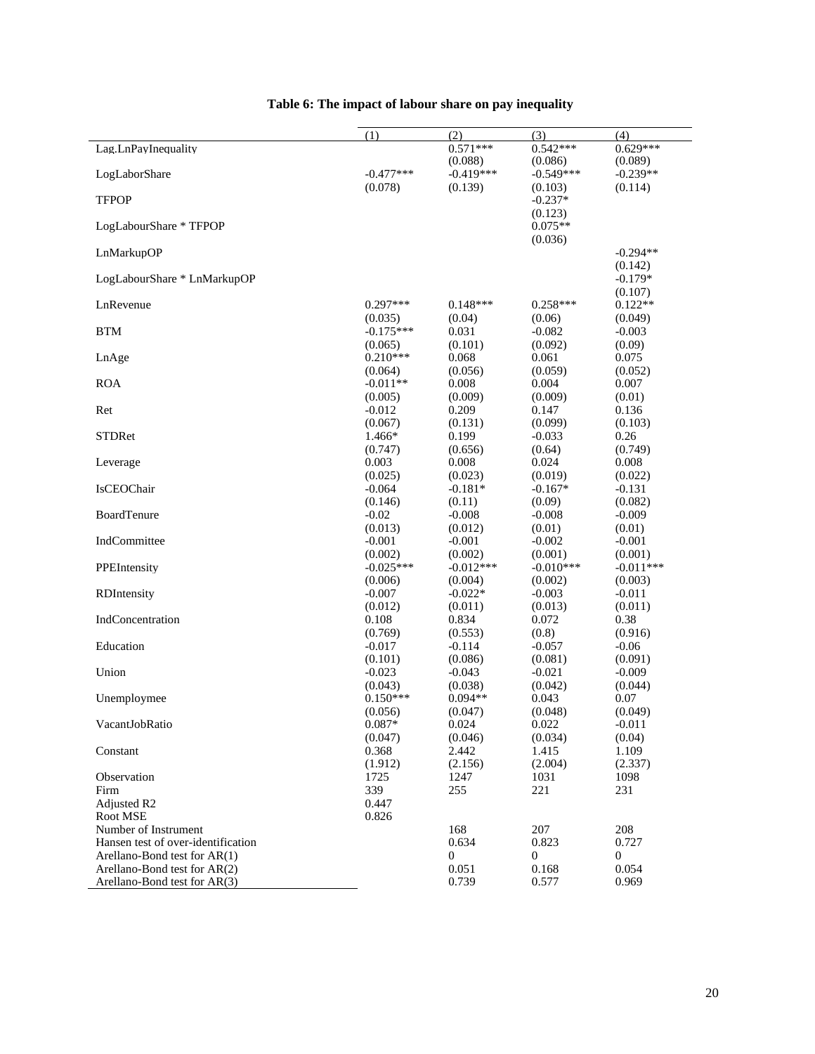**Table 6: The impact of labour share on pay inequality**

| | (1) | (2) | (3) | (4) |
|---|---|---|---|---|
| Lag.LnPayInequality | | 0.571*** | 0.542*** | 0.629*** |
| | | (0.088) | (0.086) | (0.089) |
| LogLaborShare | -0.477*** | -0.419*** | -0.549*** | -0.239** |
| | (0.078) | (0.139) | (0.103) | (0.114) |
| TFPOP | | | -0.237* | |
| | | | (0.123) | |
| LogLabourShare * TFPOP | | | 0.075** | |
| | | | (0.036) | |
| LnMarkupOP | | | | -0.294** |
| | | | | (0.142) |
| LogLabourShare * LnMarkupOP | | | | -0.179* |
| | | | | (0.107) |
| LnRevenue | 0.297*** | 0.148*** | 0.258*** | 0.122** |
| | (0.035) | (0.04) | (0.06) | (0.049) |
| BTM | -0.175*** | 0.031 | -0.082 | -0.003 |
| | (0.065) | (0.101) | (0.092) | (0.09) |
| LnAge | 0.210*** | 0.068 | 0.061 | 0.075 |
| | (0.064) | (0.056) | (0.059) | (0.052) |
| ROA | -0.011** | 0.008 | 0.004 | 0.007 |
| | (0.005) | (0.009) | (0.009) | (0.01) |
| Ret | -0.012 | 0.209 | 0.147 | 0.136 |
| | (0.067) | (0.131) | (0.099) | (0.103) |
| STDRet | 1.466* | 0.199 | -0.033 | 0.26 |
| | (0.747) | (0.656) | (0.64) | (0.749) |
| Leverage | 0.003 | 0.008 | 0.024 | 0.008 |
| | (0.025) | (0.023) | (0.019) | (0.022) |
| IsCEOChair | -0.064 | -0.181* | -0.167* | -0.131 |
| | (0.146) | (0.11) | (0.09) | (0.082) |
| BoardTenure | -0.02 | -0.008 | -0.008 | -0.009 |
| | (0.013) | (0.012) | (0.01) | (0.01) |
| IndCommittee | -0.001 | -0.001 | -0.002 | -0.001 |
| | (0.002) | (0.002) | (0.001) | (0.001) |
| PPEIntensity | -0.025*** | -0.012*** | -0.010*** | -0.011*** |
| | (0.006) | (0.004) | (0.002) | (0.003) |
| RDIntensity | -0.007 | -0.022* | -0.003 | -0.011 |
| | (0.012) | (0.011) | (0.013) | (0.011) |
| IndConcentration | 0.108 | 0.834 | 0.072 | 0.38 |
| | (0.769) | (0.553) | (0.8) | (0.916) |
| Education | -0.017 | -0.114 | -0.057 | -0.06 |
| | (0.101) | (0.086) | (0.081) | (0.091) |
| Union | -0.023 | -0.043 | -0.021 | -0.009 |
| | (0.043) | (0.038) | (0.042) | (0.044) |
| Unemploymee | 0.150*** | 0.094** | 0.043 | 0.07 |
| | (0.056) | (0.047) | (0.048) | (0.049) |
| VacantJobRatio | 0.087* | 0.024 | 0.022 | -0.011 |
| | (0.047) | (0.046) | (0.034) | (0.04) |
| Constant | 0.368 | 2.442 | 1.415 | 1.109 |
| | (1.912) | (2.156) | (2.004) | (2.337) |
| Observation | 1725 | 1247 | 1031 | 1098 |
| Firm | 339 | 255 | 221 | 231 |
| Adjusted R2 | 0.447 | | | |
| Root MSE | 0.826 | | | |
| Number of Instrument | | 168 | 207 | 208 |
| Hansen test of over-identification | | 0.634 | 0.823 | 0.727 |
| Arellano-Bond test for AR(1) | | 0 | 0 | 0 |
| Arellano-Bond test for AR(2) | | 0.051 | 0.168 | 0.054 |
| Arellano-Bond test for AR(3) | | 0.739 | 0.577 | 0.969 |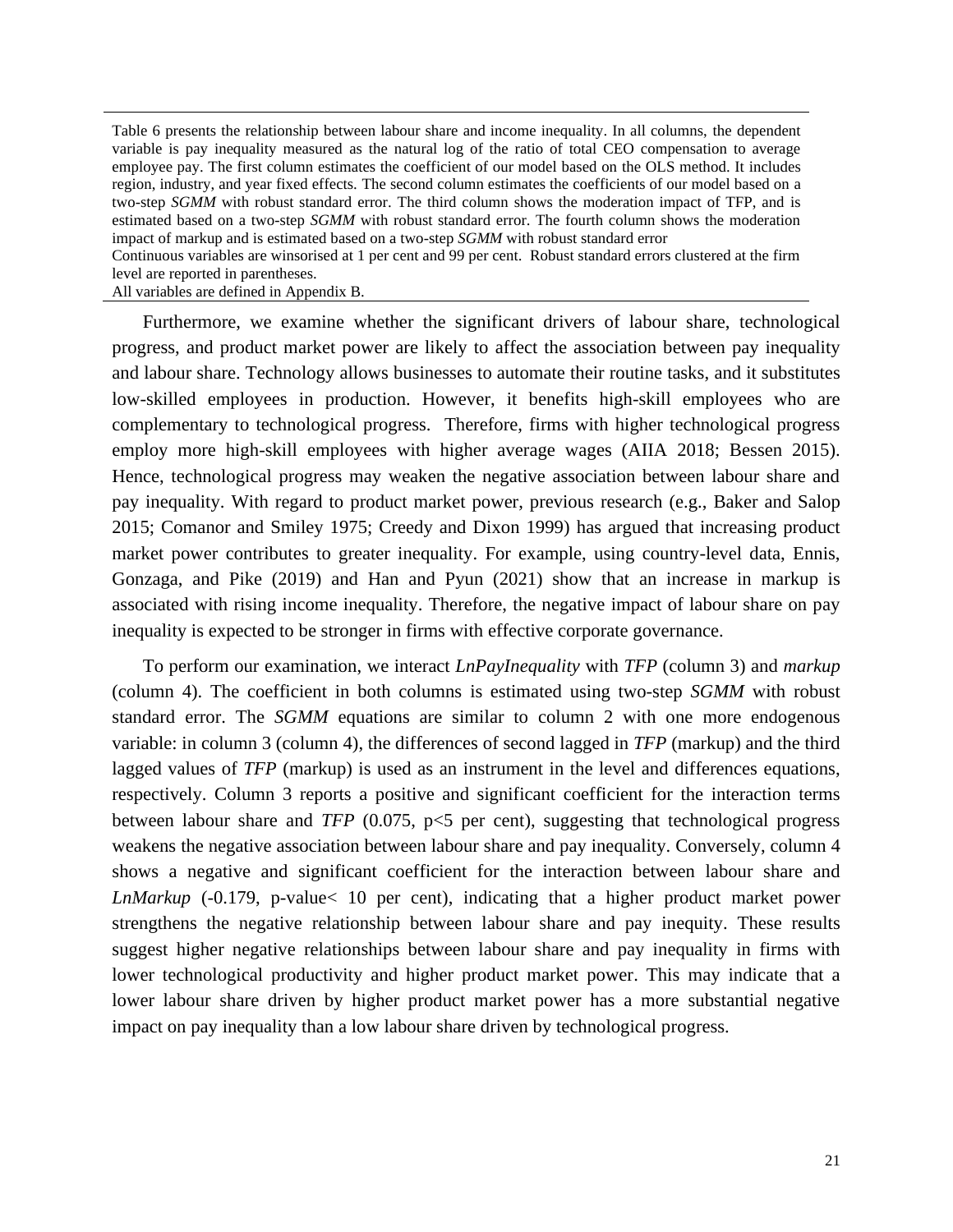Table 6 presents the relationship between labour share and income inequality. In all columns, the dependent variable is pay inequality measured as the natural log of the ratio of total CEO compensation to average employee pay. The first column estimates the coefficient of our model based on the OLS method. It includes region, industry, and year fixed effects. The second column estimates the coefficients of our model based on a two-step *SGMM* with robust standard error. The third column shows the moderation impact of TFP, and is estimated based on a two-step *SGMM* with robust standard error. The fourth column shows the moderation impact of markup and is estimated based on a two-step *SGMM* with robust standard error

Continuous variables are winsorised at 1 per cent and 99 per cent. Robust standard errors clustered at the firm level are reported in parentheses.

All variables are defined in Appendix B.

Furthermore, we examine whether the significant drivers of labour share, technological progress, and product market power are likely to affect the association between pay inequality and labour share. Technology allows businesses to automate their routine tasks, and it substitutes low-skilled employees in production. However, it benefits high-skill employees who are complementary to technological progress. Therefore, firms with higher technological progress employ more high-skill employees with higher average wages (AIIA 2018; Bessen 2015). Hence, technological progress may weaken the negative association between labour share and pay inequality. With regard to product market power, previous research (e.g., Baker and Salop 2015; Comanor and Smiley 1975; Creedy and Dixon 1999) has argued that increasing product market power contributes to greater inequality. For example, using country-level data, Ennis, Gonzaga, and Pike (2019) and Han and Pyun (2021) show that an increase in markup is associated with rising income inequality. Therefore, the negative impact of labour share on pay inequality is expected to be stronger in firms with effective corporate governance.

To perform our examination, we interact *LnPayInequality* with *TFP* (column 3) and *markup* (column 4). The coefficient in both columns is estimated using two-step *SGMM* with robust standard error. The *SGMM* equations are similar to column 2 with one more endogenous variable: in column 3 (column 4), the differences of second lagged in *TFP* (markup) and the third lagged values of *TFP* (markup) is used as an instrument in the level and differences equations, respectively. Column 3 reports a positive and significant coefficient for the interaction terms between labour share and *TFP* (0.075, p<5 per cent), suggesting that technological progress weakens the negative association between labour share and pay inequality. Conversely, column 4 shows a negative and significant coefficient for the interaction between labour share and *LnMarkup* (-0.179, p-value< 10 per cent), indicating that a higher product market power strengthens the negative relationship between labour share and pay inequity. These results suggest higher negative relationships between labour share and pay inequality in firms with lower technological productivity and higher product market power. This may indicate that a lower labour share driven by higher product market power has a more substantial negative impact on pay inequality than a low labour share driven by technological progress.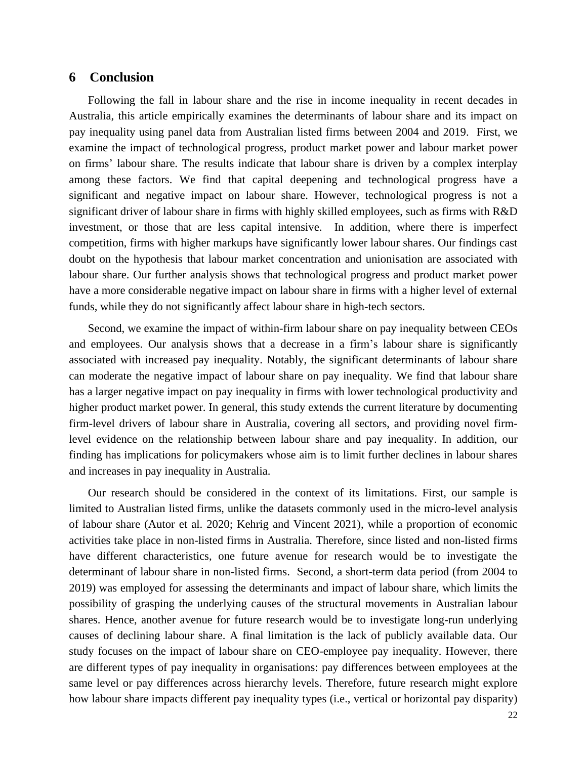## 6 Conclusion

Following the fall in labour share and the rise in income inequality in recent decades in Australia, this article empirically examines the determinants of labour share and its impact on pay inequality using panel data from Australian listed firms between 2004 and 2019. First, we examine the impact of technological progress, product market power and labour market power on firms' labour share. The results indicate that labour share is driven by a complex interplay among these factors. We find that capital deepening and technological progress have a significant and negative impact on labour share. However, technological progress is not a significant driver of labour share in firms with highly skilled employees, such as firms with R&D investment, or those that are less capital intensive. In addition, where there is imperfect competition, firms with higher markups have significantly lower labour shares. Our findings cast doubt on the hypothesis that labour market concentration and unionisation are associated with labour share. Our further analysis shows that technological progress and product market power have a more considerable negative impact on labour share in firms with a higher level of external funds, while they do not significantly affect labour share in high-tech sectors.

Second, we examine the impact of within-firm labour share on pay inequality between CEOs and employees. Our analysis shows that a decrease in a firm's labour share is significantly associated with increased pay inequality. Notably, the significant determinants of labour share can moderate the negative impact of labour share on pay inequality. We find that labour share has a larger negative impact on pay inequality in firms with lower technological productivity and higher product market power. In general, this study extends the current literature by documenting firm-level drivers of labour share in Australia, covering all sectors, and providing novel firm-level evidence on the relationship between labour share and pay inequality. In addition, our finding has implications for policymakers whose aim is to limit further declines in labour shares and increases in pay inequality in Australia.

Our research should be considered in the context of its limitations. First, our sample is limited to Australian listed firms, unlike the datasets commonly used in the micro-level analysis of labour share (Autor et al. 2020; Kehrig and Vincent 2021), while a proportion of economic activities take place in non-listed firms in Australia. Therefore, since listed and non-listed firms have different characteristics, one future avenue for research would be to investigate the determinant of labour share in non-listed firms. Second, a short-term data period (from 2004 to 2019) was employed for assessing the determinants and impact of labour share, which limits the possibility of grasping the underlying causes of the structural movements in Australian labour shares. Hence, another avenue for future research would be to investigate long-run underlying causes of declining labour share. A final limitation is the lack of publicly available data. Our study focuses on the impact of labour share on CEO-employee pay inequality. However, there are different types of pay inequality in organisations: pay differences between employees at the same level or pay differences across hierarchy levels. Therefore, future research might explore how labour share impacts different pay inequality types (i.e., vertical or horizontal pay disparity)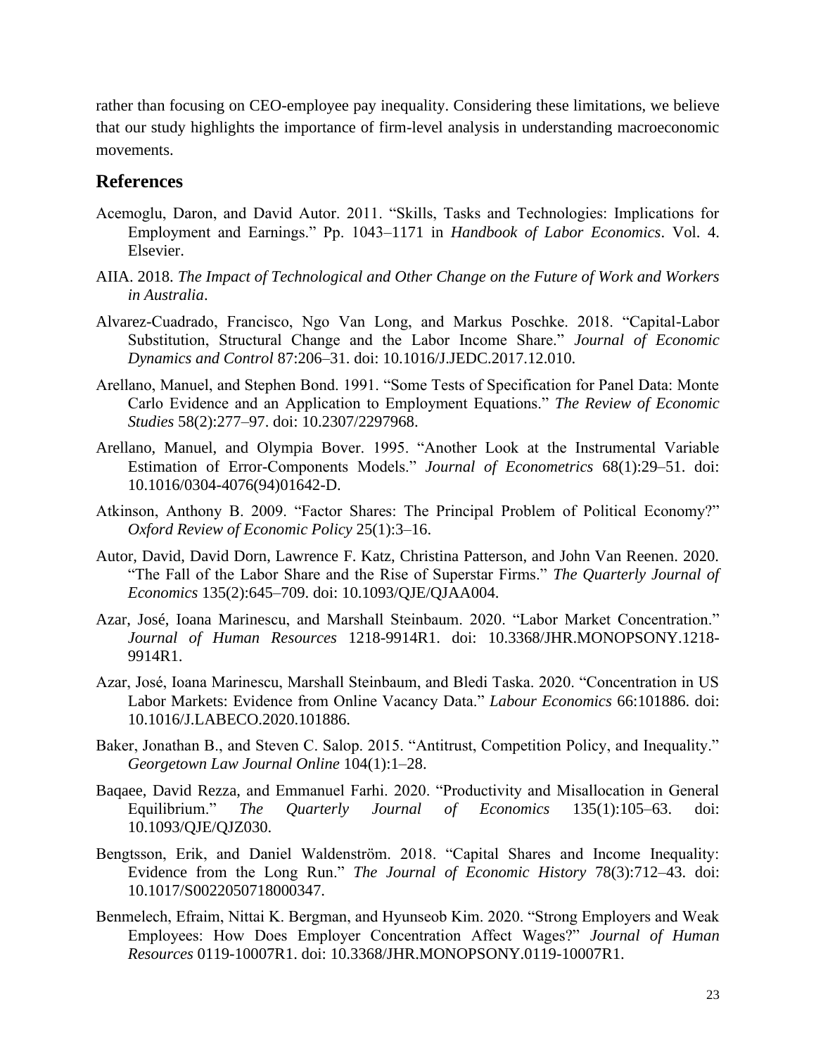rather than focusing on CEO-employee pay inequality. Considering these limitations, we believe that our study highlights the importance of firm-level analysis in understanding macroeconomic movements.

## References

Acemoglu, Daron, and David Autor. 2011. "Skills, Tasks and Technologies: Implications for Employment and Earnings." Pp. 1043–1171 in *Handbook of Labor Economics*. Vol. 4. Elsevier.

AIIA. 2018. *The Impact of Technological and Other Change on the Future of Work and Workers in Australia*.

Alvarez-Cuadrado, Francisco, Ngo Van Long, and Markus Poschke. 2018. "Capital-Labor Substitution, Structural Change and the Labor Income Share." *Journal of Economic Dynamics and Control* 87:206–31. doi: 10.1016/J.JEDC.2017.12.010.

Arellano, Manuel, and Stephen Bond. 1991. "Some Tests of Specification for Panel Data: Monte Carlo Evidence and an Application to Employment Equations." *The Review of Economic Studies* 58(2):277–97. doi: 10.2307/2297968.

Arellano, Manuel, and Olympia Bover. 1995. "Another Look at the Instrumental Variable Estimation of Error-Components Models." *Journal of Econometrics* 68(1):29–51. doi: 10.1016/0304-4076(94)01642-D.

Atkinson, Anthony B. 2009. "Factor Shares: The Principal Problem of Political Economy?" *Oxford Review of Economic Policy* 25(1):3–16.

Autor, David, David Dorn, Lawrence F. Katz, Christina Patterson, and John Van Reenen. 2020. "The Fall of the Labor Share and the Rise of Superstar Firms." *The Quarterly Journal of Economics* 135(2):645–709. doi: 10.1093/QJE/QJAA004.

Azar, José, Ioana Marinescu, and Marshall Steinbaum. 2020. "Labor Market Concentration." *Journal of Human Resources* 1218-9914R1. doi: 10.3368/JHR.MONOPSONY.1218-9914R1.

Azar, José, Ioana Marinescu, Marshall Steinbaum, and Bledi Taska. 2020. "Concentration in US Labor Markets: Evidence from Online Vacancy Data." *Labour Economics* 66:101886. doi: 10.1016/J.LABECO.2020.101886.

Baker, Jonathan B., and Steven C. Salop. 2015. "Antitrust, Competition Policy, and Inequality." *Georgetown Law Journal Online* 104(1):1–28.

Baqaee, David Rezza, and Emmanuel Farhi. 2020. "Productivity and Misallocation in General Equilibrium." *The Quarterly Journal of Economics* 135(1):105–63. doi: 10.1093/QJE/QJZ030.

Bengtsson, Erik, and Daniel Waldenström. 2018. "Capital Shares and Income Inequality: Evidence from the Long Run." *The Journal of Economic History* 78(3):712–43. doi: 10.1017/S0022050718000347.

Benmelech, Efraim, Nittai K. Bergman, and Hyunseob Kim. 2020. "Strong Employers and Weak Employees: How Does Employer Concentration Affect Wages?" *Journal of Human Resources* 0119-10007R1. doi: 10.3368/JHR.MONOPSONY.0119-10007R1.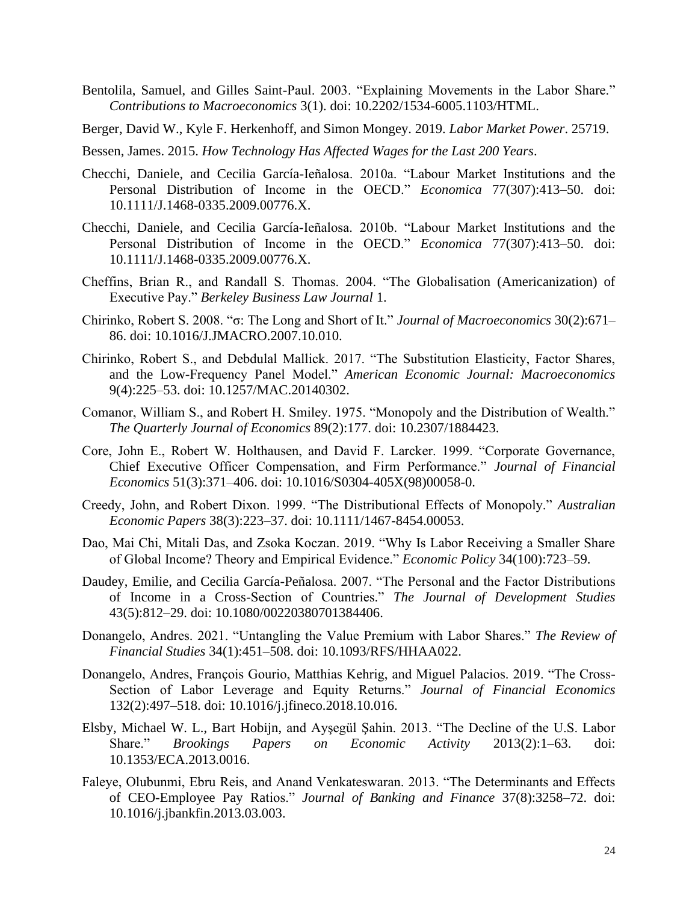Bentolila, Samuel, and Gilles Saint-Paul. 2003. “Explaining Movements in the Labor Share.” *Contributions to Macroeconomics* 3(1). doi: 10.2202/1534-6005.1103/HTML.

Berger, David W., Kyle F. Herkenhoff, and Simon Mongey. 2019. *Labor Market Power*. 25719.

Bessen, James. 2015. *How Technology Has Affected Wages for the Last 200 Years*.

Checchi, Daniele, and Cecilia García-Ieñalosa. 2010a. “Labour Market Institutions and the Personal Distribution of Income in the OECD.” *Economica* 77(307):413–50. doi: 10.1111/J.1468-0335.2009.00776.X.

Checchi, Daniele, and Cecilia García-Ieñalosa. 2010b. “Labour Market Institutions and the Personal Distribution of Income in the OECD.” *Economica* 77(307):413–50. doi: 10.1111/J.1468-0335.2009.00776.X.

Cheffins, Brian R., and Randall S. Thomas. 2004. “The Globalisation (Americanization) of Executive Pay.” *Berkeley Business Law Journal* 1.

Chirinko, Robert S. 2008. “σ: The Long and Short of It.” *Journal of Macroeconomics* 30(2):671–86. doi: 10.1016/J.JMACRO.2007.10.010.

Chirinko, Robert S., and Debdulal Mallick. 2017. “The Substitution Elasticity, Factor Shares, and the Low-Frequency Panel Model.” *American Economic Journal: Macroeconomics* 9(4):225–53. doi: 10.1257/MAC.20140302.

Comanor, William S., and Robert H. Smiley. 1975. “Monopoly and the Distribution of Wealth.” *The Quarterly Journal of Economics* 89(2):177. doi: 10.2307/1884423.

Core, John E., Robert W. Holthausen, and David F. Larcker. 1999. “Corporate Governance, Chief Executive Officer Compensation, and Firm Performance.” *Journal of Financial Economics* 51(3):371–406. doi: 10.1016/S0304-405X(98)00058-0.

Creedy, John, and Robert Dixon. 1999. “The Distributional Effects of Monopoly.” *Australian Economic Papers* 38(3):223–37. doi: 10.1111/1467-8454.00053.

Dao, Mai Chi, Mitali Das, and Zsoka Koczan. 2019. “Why Is Labor Receiving a Smaller Share of Global Income? Theory and Empirical Evidence.” *Economic Policy* 34(100):723–59.

Daudey, Emilie, and Cecilia García-Peñalosa. 2007. “The Personal and the Factor Distributions of Income in a Cross-Section of Countries.” *The Journal of Development Studies* 43(5):812–29. doi: 10.1080/00220380701384406.

Donangelo, Andres. 2021. “Untangling the Value Premium with Labor Shares.” *The Review of Financial Studies* 34(1):451–508. doi: 10.1093/RFS/HHAA022.

Donangelo, Andres, François Gourio, Matthias Kehrig, and Miguel Palacios. 2019. “The Cross-Section of Labor Leverage and Equity Returns.” *Journal of Financial Economics* 132(2):497–518. doi: 10.1016/j.jfineco.2018.10.016.

Elsby, Michael W. L., Bart Hobijn, and Ayşegül Şahin. 2013. “The Decline of the U.S. Labor Share.” *Brookings Papers on Economic Activity* 2013(2):1–63. doi: 10.1353/ECA.2013.0016.

Faleye, Olubunmi, Ebru Reis, and Anand Venkateswaran. 2013. “The Determinants and Effects of CEO-Employee Pay Ratios.” *Journal of Banking and Finance* 37(8):3258–72. doi: 10.1016/j.jbankfin.2013.03.003.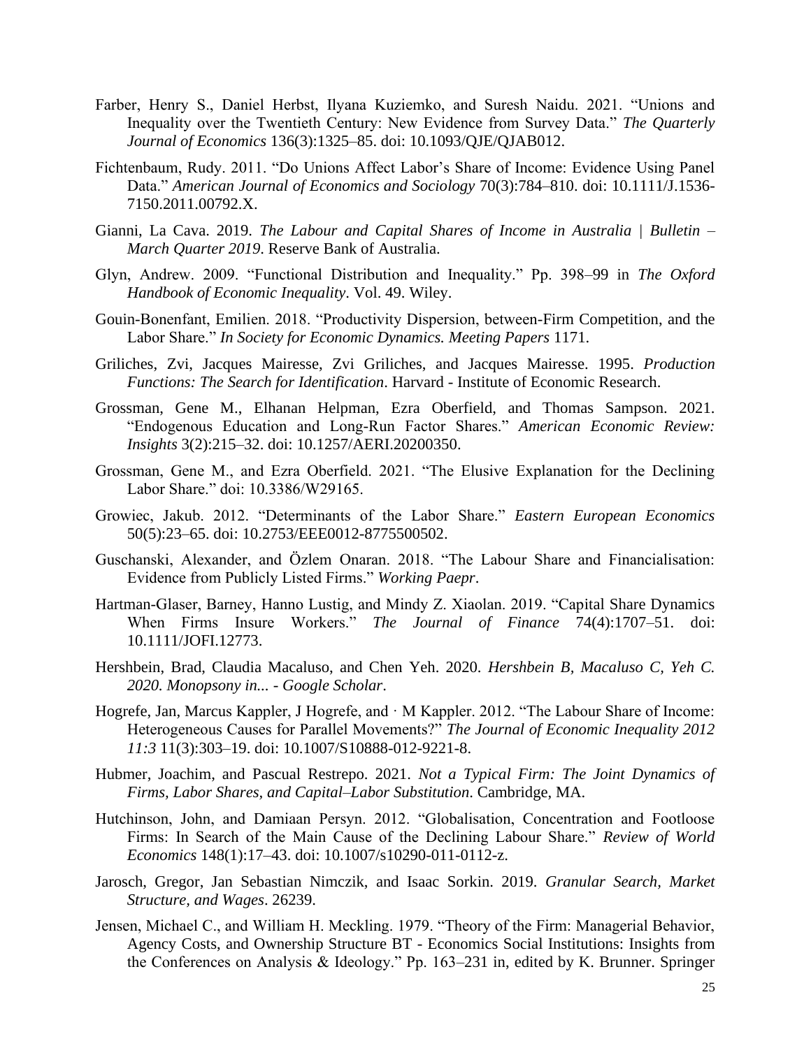Farber, Henry S., Daniel Herbst, Ilyana Kuziemko, and Suresh Naidu. 2021. "Unions and Inequality over the Twentieth Century: New Evidence from Survey Data." *The Quarterly Journal of Economics* 136(3):1325–85. doi: 10.1093/QJE/QJAB012.

Fichtenbaum, Rudy. 2011. "Do Unions Affect Labor's Share of Income: Evidence Using Panel Data." *American Journal of Economics and Sociology* 70(3):784–810. doi: 10.1111/J.1536-7150.2011.00792.X.

Gianni, La Cava. 2019. *The Labour and Capital Shares of Income in Australia | Bulletin – March Quarter 2019*. Reserve Bank of Australia.

Glyn, Andrew. 2009. "Functional Distribution and Inequality." Pp. 398–99 in *The Oxford Handbook of Economic Inequality*. Vol. 49. Wiley.

Gouin-Bonenfant, Emilien. 2018. "Productivity Dispersion, between-Firm Competition, and the Labor Share." *In Society for Economic Dynamics. Meeting Papers* 1171.

Griliches, Zvi, Jacques Mairesse, Zvi Griliches, and Jacques Mairesse. 1995. *Production Functions: The Search for Identification*. Harvard - Institute of Economic Research.

Grossman, Gene M., Elhanan Helpman, Ezra Oberfield, and Thomas Sampson. 2021. "Endogenous Education and Long-Run Factor Shares." *American Economic Review: Insights* 3(2):215–32. doi: 10.1257/AERI.20200350.

Grossman, Gene M., and Ezra Oberfield. 2021. "The Elusive Explanation for the Declining Labor Share." doi: 10.3386/W29165.

Growiec, Jakub. 2012. "Determinants of the Labor Share." *Eastern European Economics* 50(5):23–65. doi: 10.2753/EEE0012-8775500502.

Guschanski, Alexander, and Özlem Onaran. 2018. "The Labour Share and Financialisation: Evidence from Publicly Listed Firms." *Working Paepr*.

Hartman-Glaser, Barney, Hanno Lustig, and Mindy Z. Xiaolan. 2019. "Capital Share Dynamics When Firms Insure Workers." *The Journal of Finance* 74(4):1707–51. doi: 10.1111/JOFI.12773.

Hershbein, Brad, Claudia Macaluso, and Chen Yeh. 2020. *Hershbein B, Macaluso C, Yeh C. 2020. Monopsony in... - Google Scholar*.

Hogrefe, Jan, Marcus Kappler, J Hogrefe, and · M Kappler. 2012. "The Labour Share of Income: Heterogeneous Causes for Parallel Movements?" *The Journal of Economic Inequality 2012 11:3* 11(3):303–19. doi: 10.1007/S10888-012-9221-8.

Hubmer, Joachim, and Pascual Restrepo. 2021. *Not a Typical Firm: The Joint Dynamics of Firms, Labor Shares, and Capital–Labor Substitution*. Cambridge, MA.

Hutchinson, John, and Damiaan Persyn. 2012. "Globalisation, Concentration and Footloose Firms: In Search of the Main Cause of the Declining Labour Share." *Review of World Economics* 148(1):17–43. doi: 10.1007/s10290-011-0112-z.

Jarosch, Gregor, Jan Sebastian Nimczik, and Isaac Sorkin. 2019. *Granular Search, Market Structure, and Wages*. 26239.

Jensen, Michael C., and William H. Meckling. 1979. "Theory of the Firm: Managerial Behavior, Agency Costs, and Ownership Structure BT - Economics Social Institutions: Insights from the Conferences on Analysis & Ideology." Pp. 163–231 in, edited by K. Brunner. Springer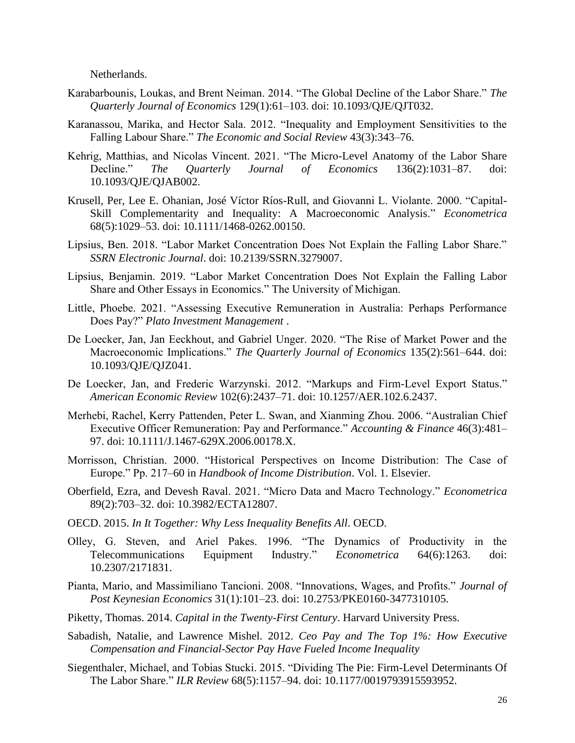Netherlands.

Karabarbounis, Loukas, and Brent Neiman. 2014. "The Global Decline of the Labor Share." *The Quarterly Journal of Economics* 129(1):61–103. doi: 10.1093/QJE/QJT032.

Karanassou, Marika, and Hector Sala. 2012. "Inequality and Employment Sensitivities to the Falling Labour Share." *The Economic and Social Review* 43(3):343–76.

Kehrig, Matthias, and Nicolas Vincent. 2021. "The Micro-Level Anatomy of the Labor Share Decline." *The Quarterly Journal of Economics* 136(2):1031–87. doi: 10.1093/QJE/QJAB002.

Krusell, Per, Lee E. Ohanian, José Víctor Ríos-Rull, and Giovanni L. Violante. 2000. "Capital-Skill Complementarity and Inequality: A Macroeconomic Analysis." *Econometrica* 68(5):1029–53. doi: 10.1111/1468-0262.00150.

Lipsius, Ben. 2018. "Labor Market Concentration Does Not Explain the Falling Labor Share." *SSRN Electronic Journal*. doi: 10.2139/SSRN.3279007.

Lipsius, Benjamin. 2019. "Labor Market Concentration Does Not Explain the Falling Labor Share and Other Essays in Economics." The University of Michigan.

Little, Phoebe. 2021. "Assessing Executive Remuneration in Australia: Perhaps Performance Does Pay?" *Plato Investment Management* .

De Loecker, Jan, Jan Eeckhout, and Gabriel Unger. 2020. "The Rise of Market Power and the Macroeconomic Implications." *The Quarterly Journal of Economics* 135(2):561–644. doi: 10.1093/QJE/QJZ041.

De Loecker, Jan, and Frederic Warzynski. 2012. "Markups and Firm-Level Export Status." *American Economic Review* 102(6):2437–71. doi: 10.1257/AER.102.6.2437.

Merhebi, Rachel, Kerry Pattenden, Peter L. Swan, and Xianming Zhou. 2006. "Australian Chief Executive Officer Remuneration: Pay and Performance." *Accounting & Finance* 46(3):481–97. doi: 10.1111/J.1467-629X.2006.00178.X.

Morrisson, Christian. 2000. "Historical Perspectives on Income Distribution: The Case of Europe." Pp. 217–60 in *Handbook of Income Distribution*. Vol. 1. Elsevier.

Oberfield, Ezra, and Devesh Raval. 2021. "Micro Data and Macro Technology." *Econometrica* 89(2):703–32. doi: 10.3982/ECTA12807.

OECD. 2015. *In It Together: Why Less Inequality Benefits All*. OECD.

Olley, G. Steven, and Ariel Pakes. 1996. "The Dynamics of Productivity in the Telecommunications Equipment Industry." *Econometrica* 64(6):1263. doi: 10.2307/2171831.

Pianta, Mario, and Massimiliano Tancioni. 2008. "Innovations, Wages, and Profits." *Journal of Post Keynesian Economics* 31(1):101–23. doi: 10.2753/PKE0160-3477310105.

Piketty, Thomas. 2014. *Capital in the Twenty-First Century*. Harvard University Press.

Sabadish, Natalie, and Lawrence Mishel. 2012. *Ceo Pay and The Top 1%: How Executive Compensation and Financial-Sector Pay Have Fueled Income Inequality*

Siegenthaler, Michael, and Tobias Stucki. 2015. "Dividing The Pie: Firm-Level Determinants Of The Labor Share." *ILR Review* 68(5):1157–94. doi: 10.1177/0019793915593952.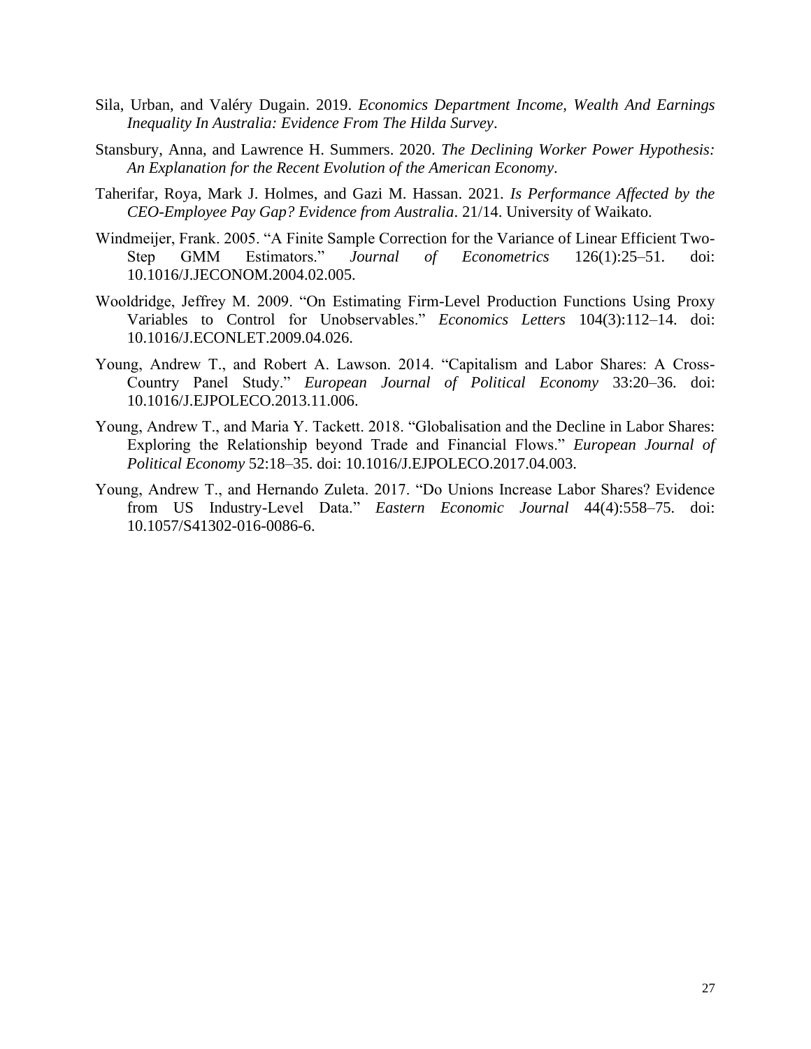Sila, Urban, and Valéry Dugain. 2019. *Economics Department Income, Wealth And Earnings Inequality In Australia: Evidence From The Hilda Survey*.

Stansbury, Anna, and Lawrence H. Summers. 2020. *The Declining Worker Power Hypothesis: An Explanation for the Recent Evolution of the American Economy*.

Taherifar, Roya, Mark J. Holmes, and Gazi M. Hassan. 2021. *Is Performance Affected by the CEO-Employee Pay Gap? Evidence from Australia*. 21/14. University of Waikato.

Windmeijer, Frank. 2005. "A Finite Sample Correction for the Variance of Linear Efficient Two-Step GMM Estimators." *Journal of Econometrics* 126(1):25–51. doi: 10.1016/J.JECONOM.2004.02.005.

Wooldridge, Jeffrey M. 2009. "On Estimating Firm-Level Production Functions Using Proxy Variables to Control for Unobservables." *Economics Letters* 104(3):112–14. doi: 10.1016/J.ECONLET.2009.04.026.

Young, Andrew T., and Robert A. Lawson. 2014. "Capitalism and Labor Shares: A Cross-Country Panel Study." *European Journal of Political Economy* 33:20–36. doi: 10.1016/J.EJPOLECO.2013.11.006.

Young, Andrew T., and Maria Y. Tackett. 2018. "Globalisation and the Decline in Labor Shares: Exploring the Relationship beyond Trade and Financial Flows." *European Journal of Political Economy* 52:18–35. doi: 10.1016/J.EJPOLECO.2017.04.003.

Young, Andrew T., and Hernando Zuleta. 2017. "Do Unions Increase Labor Shares? Evidence from US Industry-Level Data." *Eastern Economic Journal* 44(4):558–75. doi: 10.1057/S41302-016-0086-6.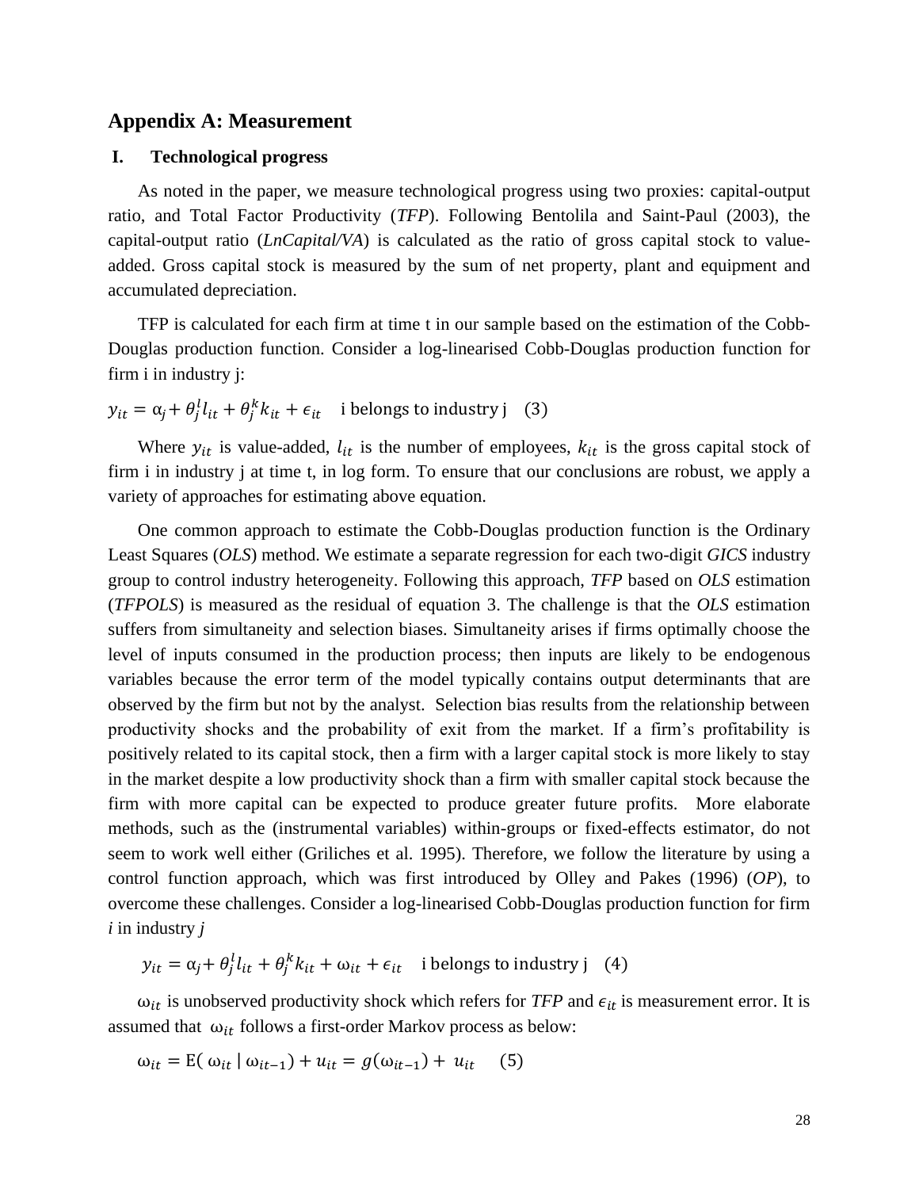# Appendix A: Measurement

## I. Technological progress

As noted in the paper, we measure technological progress using two proxies: capital-output ratio, and Total Factor Productivity (*TFP*). Following Bentolila and Saint-Paul (2003), the capital-output ratio (*LnCapital/VA*) is calculated as the ratio of gross capital stock to value-added. Gross capital stock is measured by the sum of net property, plant and equipment and accumulated depreciation.

TFP is calculated for each firm at time t in our sample based on the estimation of the Cobb-Douglas production function. Consider a log-linearised Cobb-Douglas production function for firm i in industry j:

$$y_{it} = \alpha_j + \theta_j^l l_{it} + \theta_j^k k_{it} + \epsilon_{it} \quad \text{i belongs to industry j} \quad (3)$$

Where $y_{it}$ is value-added, $l_{it}$ is the number of employees, $k_{it}$ is the gross capital stock of firm i in industry j at time t, in log form. To ensure that our conclusions are robust, we apply a variety of approaches for estimating above equation.

One common approach to estimate the Cobb-Douglas production function is the Ordinary Least Squares (*OLS*) method. We estimate a separate regression for each two-digit *GICS* industry group to control industry heterogeneity. Following this approach, *TFP* based on *OLS* estimation (*TFPOLS*) is measured as the residual of equation 3. The challenge is that the *OLS* estimation suffers from simultaneity and selection biases. Simultaneity arises if firms optimally choose the level of inputs consumed in the production process; then inputs are likely to be endogenous variables because the error term of the model typically contains output determinants that are observed by the firm but not by the analyst. Selection bias results from the relationship between productivity shocks and the probability of exit from the market. If a firm's profitability is positively related to its capital stock, then a firm with a larger capital stock is more likely to stay in the market despite a low productivity shock than a firm with smaller capital stock because the firm with more capital can be expected to produce greater future profits. More elaborate methods, such as the (instrumental variables) within-groups or fixed-effects estimator, do not seem to work well either (Griliches et al. 1995). Therefore, we follow the literature by using a control function approach, which was first introduced by Olley and Pakes (1996) (*OP*), to overcome these challenges. Consider a log-linearised Cobb-Douglas production function for firm *i* in industry *j*

$$y_{it} = \alpha_j + \theta_j^l l_{it} + \theta_j^k k_{it} + \omega_{it} + \epsilon_{it} \quad \text{i belongs to industry j} \quad (4)$$

$\omega_{it}$ is unobserved productivity shock which refers for *TFP* and $\epsilon_{it}$ is measurement error. It is assumed that $\omega_{it}$ follows a first-order Markov process as below:

$$\omega_{it} = \mathrm{E}(\,\omega_{it} \mid \omega_{it-1}) + u_{it} = g(\omega_{it-1}) + u_{it} \quad (5)$$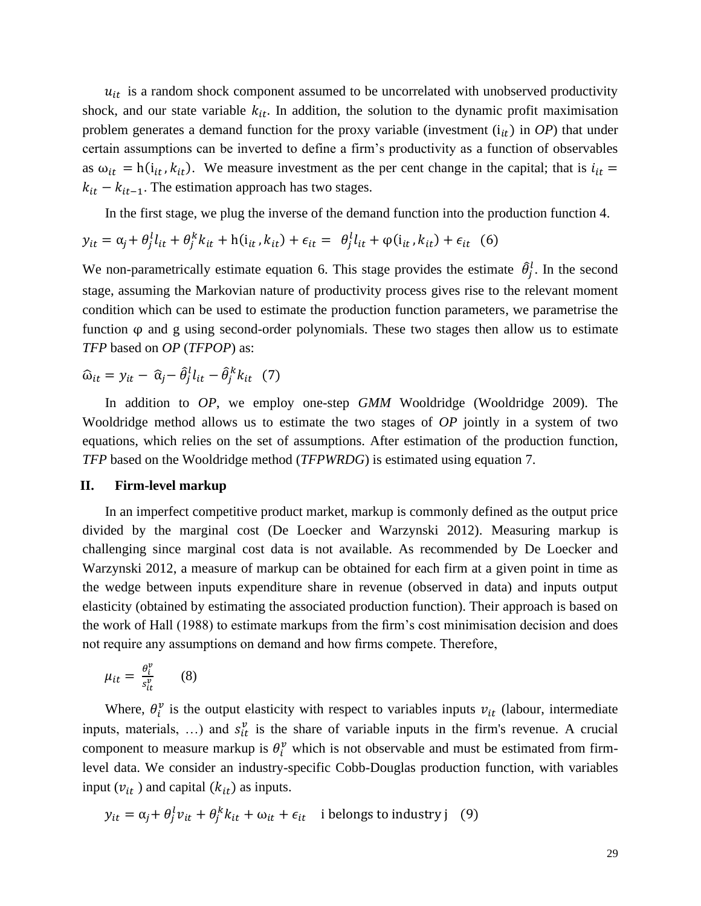$u_{it}$ is a random shock component assumed to be uncorrelated with unobserved productivity shock, and our state variable $k_{it}$. In addition, the solution to the dynamic profit maximisation problem generates a demand function for the proxy variable (investment ($\mathrm{i}_{it}$) in *OP*) that under certain assumptions can be inverted to define a firm's productivity as a function of observables as $\omega_{it} = \mathrm{h}(\mathrm{i}_{it}, k_{it})$. We measure investment as the per cent change in the capital; that is $i_{it} = k_{it} - k_{it-1}$. The estimation approach has two stages.

In the first stage, we plug the inverse of the demand function into the production function 4.

$$y_{it} = \alpha_j + \theta_j^l l_{it} + \theta_j^k k_{it} + \mathrm{h}(\mathrm{i}_{it}, k_{it}) + \epsilon_{it} = \theta_j^l l_{it} + \varphi(\mathrm{i}_{it}, k_{it}) + \epsilon_{it} \quad (6)$$

We non-parametrically estimate equation 6. This stage provides the estimate $\hat{\theta}_j^l$. In the second stage, assuming the Markovian nature of productivity process gives rise to the relevant moment condition which can be used to estimate the production function parameters, we parametrise the function φ and g using second-order polynomials. These two stages then allow us to estimate *TFP* based on *OP* (*TFPOP*) as:

$$\hat{\omega}_{it} = y_{it} - \hat{\alpha}_j - \hat{\theta}_j^l l_{it} - \hat{\theta}_j^k k_{it} \quad (7)$$

In addition to *OP*, we employ one-step *GMM* Wooldridge (Wooldridge 2009). The Wooldridge method allows us to estimate the two stages of *OP* jointly in a system of two equations, which relies on the set of assumptions. After estimation of the production function, *TFP* based on the Wooldridge method (*TFPWRDG*) is estimated using equation 7.

## II. Firm-level markup

In an imperfect competitive product market, markup is commonly defined as the output price divided by the marginal cost (De Loecker and Warzynski 2012). Measuring markup is challenging since marginal cost data is not available. As recommended by De Loecker and Warzynski 2012, a measure of markup can be obtained for each firm at a given point in time as the wedge between inputs expenditure share in revenue (observed in data) and inputs output elasticity (obtained by estimating the associated production function). Their approach is based on the work of Hall (1988) to estimate markups from the firm's cost minimisation decision and does not require any assumptions on demand and how firms compete. Therefore,

$$\mu_{it} = \frac{\theta_i^v}{s_{it}^v} \quad (8)$$

Where, $\theta_i^v$ is the output elasticity with respect to variables inputs $v_{it}$ (labour, intermediate inputs, materials, …) and $s_{it}^v$ is the share of variable inputs in the firm's revenue. A crucial component to measure markup is $\theta_i^v$ which is not observable and must be estimated from firm-level data. We consider an industry-specific Cobb-Douglas production function, with variables input ($v_{it}$ ) and capital ($k_{it}$) as inputs.

$$y_{it} = \alpha_j + \theta_j^l v_{it} + \theta_j^k k_{it} + \omega_{it} + \epsilon_{it} \quad \text{i belongs to industry j} \quad (9)$$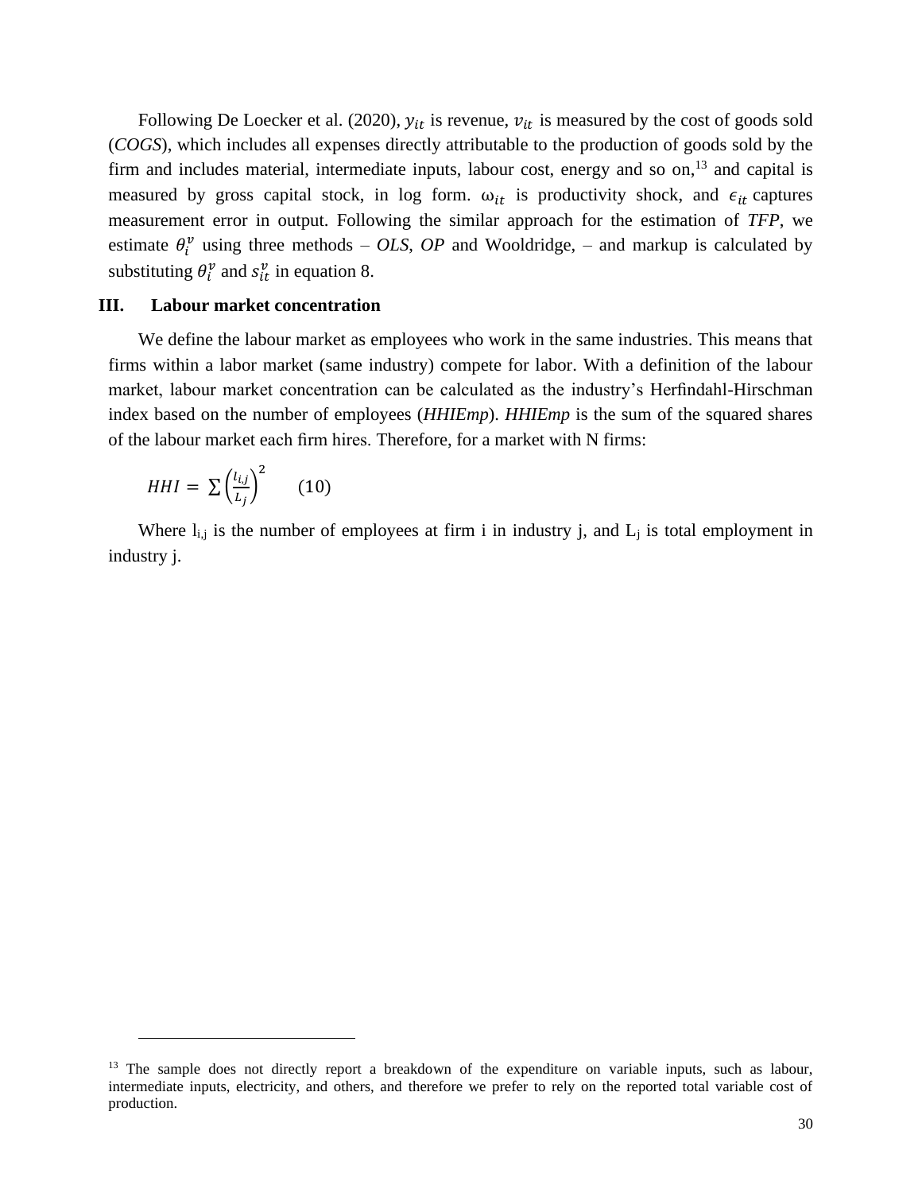Following De Loecker et al. (2020), $y_{it}$ is revenue, $v_{it}$ is measured by the cost of goods sold (*COGS*), which includes all expenses directly attributable to the production of goods sold by the firm and includes material, intermediate inputs, labour cost, energy and so on,[13] and capital is measured by gross capital stock, in log form. $\omega_{it}$ is productivity shock, and $\epsilon_{it}$ captures measurement error in output. Following the similar approach for the estimation of *TFP*, we estimate $\theta_i^v$ using three methods – *OLS*, *OP* and Wooldridge, – and markup is calculated by substituting $\theta_i^v$ and $s_{it}^v$ in equation 8.

### III. Labour market concentration

We define the labour market as employees who work in the same industries. This means that firms within a labor market (same industry) compete for labor. With a definition of the labour market, labour market concentration can be calculated as the industry's Herfindahl-Hirschman index based on the number of employees (*HHIEmp*). *HHIEmp* is the sum of the squared shares of the labour market each firm hires. Therefore, for a market with N firms:

$$HHI = \sum \left(\frac{l_{i,j}}{L_j}\right)^2 \qquad (10)$$

Where $l_{i,j}$ is the number of employees at firm i in industry j, and $L_j$ is total employment in industry j.

[13] The sample does not directly report a breakdown of the expenditure on variable inputs, such as labour, intermediate inputs, electricity, and others, and therefore we prefer to rely on the reported total variable cost of production.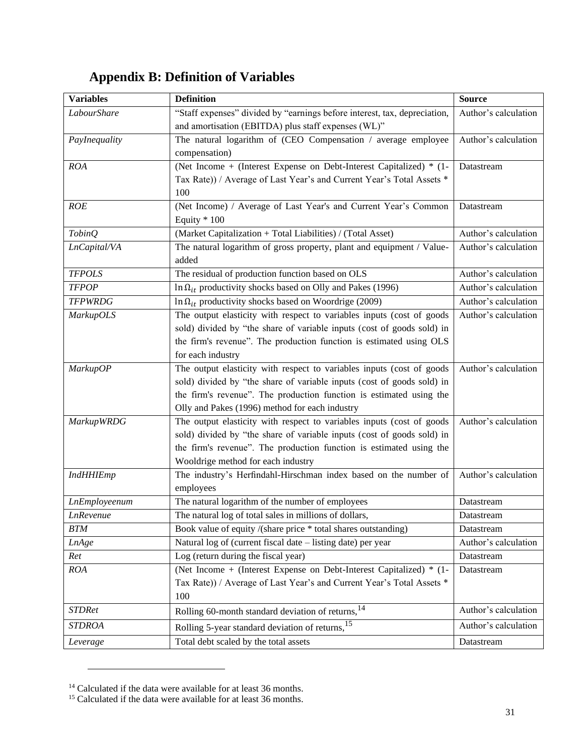## Appendix B: Definition of Variables

| Variables | Definition | Source |
|---|---|---|
| *LabourShare* | "Staff expenses" divided by "earnings before interest, tax, depreciation, and amortisation (EBITDA) plus staff expenses (WL)" | Author's calculation |
| *PayInequality* | The natural logarithm of (CEO Compensation / average employee compensation) | Author's calculation |
| *ROA* | (Net Income + (Interest Expense on Debt-Interest Capitalized) * (1-Tax Rate)) / Average of Last Year's and Current Year's Total Assets * 100 | Datastream |
| *ROE* | (Net Income) / Average of Last Year's and Current Year's Common Equity * 100 | Datastream |
| *TobinQ* | (Market Capitalization + Total Liabilities) / (Total Asset) | Author's calculation |
| *LnCapital/VA* | The natural logarithm of gross property, plant and equipment / Value-added | Author's calculation |
| *TFPOLS* | The residual of production function based on OLS | Author's calculation |
| *TFPOP* | $\ln \Omega_{it}$ productivity shocks based on Olly and Pakes (1996) | Author's calculation |
| *TFPWRDG* | $\ln \Omega_{it}$ productivity shocks based on Woordrige (2009) | Author's calculation |
| *MarkupOLS* | The output elasticity with respect to variables inputs (cost of goods sold) divided by "the share of variable inputs (cost of goods sold) in the firm's revenue". The production function is estimated using OLS for each industry | Author's calculation |
| *MarkupOP* | The output elasticity with respect to variables inputs (cost of goods sold) divided by "the share of variable inputs (cost of goods sold) in the firm's revenue". The production function is estimated using the Olly and Pakes (1996) method for each industry | Author's calculation |
| *MarkupWRDG* | The output elasticity with respect to variables inputs (cost of goods sold) divided by "the share of variable inputs (cost of goods sold) in the firm's revenue". The production function is estimated using the Wooldrige method for each industry | Author's calculation |
| *IndHHIEmp* | The industry's Herfindahl-Hirschman index based on the number of employees | Author's calculation |
| *LnEmployeenum* | The natural logarithm of the number of employees | Datastream |
| *LnRevenue* | The natural log of total sales in millions of dollars, | Datastream |
| *BTM* | Book value of equity /(share price * total shares outstanding) | Datastream |
| *LnAge* | Natural log of (current fiscal date – listing date) per year | Author's calculation |
| *Ret* | Log (return during the fiscal year) | Datastream |
| *ROA* | (Net Income + (Interest Expense on Debt-Interest Capitalized) * (1-Tax Rate)) / Average of Last Year's and Current Year's Total Assets * 100 | Datastream |
| *STDRet* | Rolling 60-month standard deviation of returns,[14] | Author's calculation |
| *STDROA* | Rolling 5-year standard deviation of returns,[15] | Author's calculation |
| *Leverage* | Total debt scaled by the total assets | Datastream |

[14] Calculated if the data were available for at least 36 months.

[15] Calculated if the data were available for at least 36 months.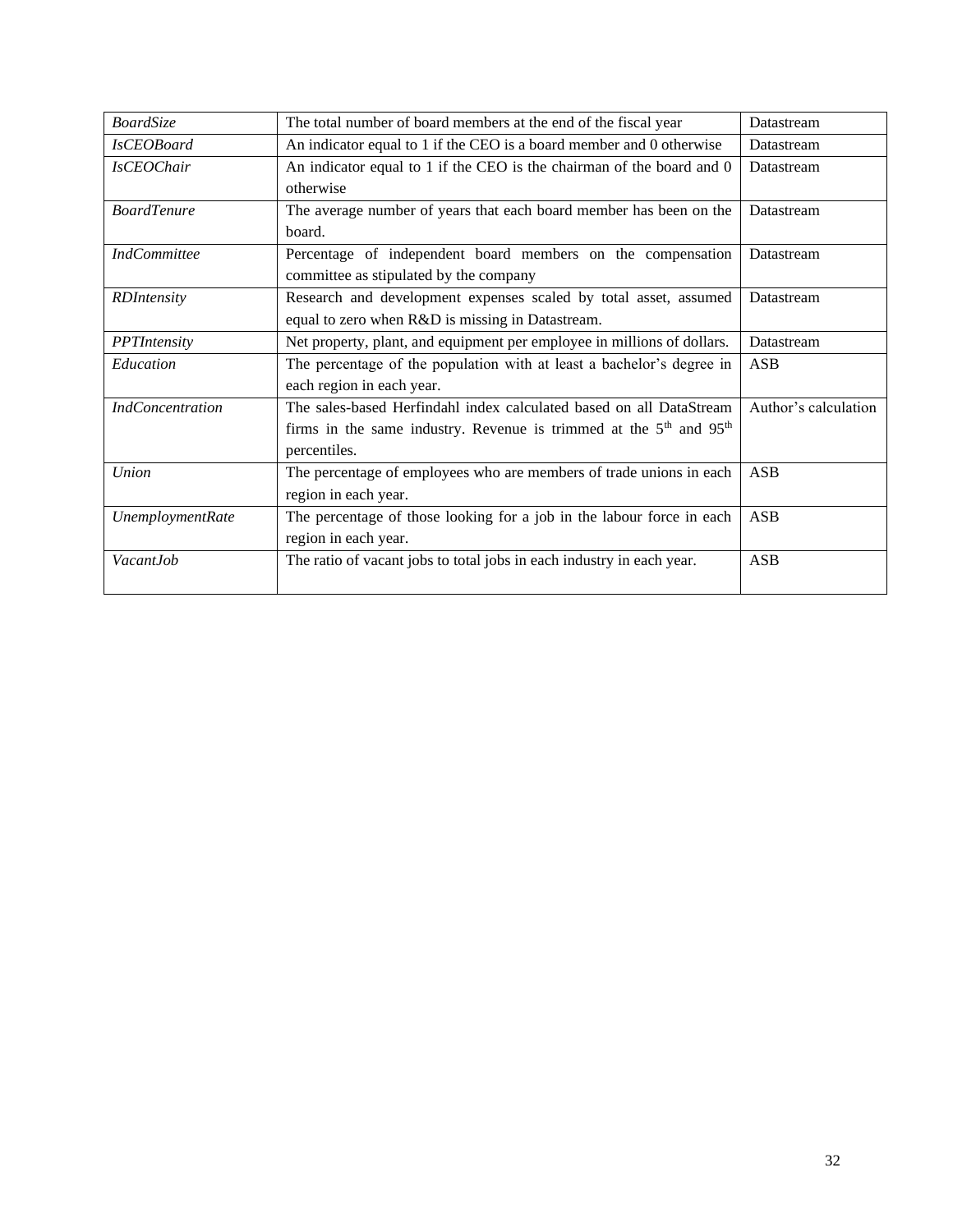| | | |
|---|---|---|
| *BoardSize* | The total number of board members at the end of the fiscal year | Datastream |
| *IsCEOBoard* | An indicator equal to 1 if the CEO is a board member and 0 otherwise | Datastream |
| *IsCEOChair* | An indicator equal to 1 if the CEO is the chairman of the board and 0 otherwise | Datastream |
| *BoardTenure* | The average number of years that each board member has been on the board. | Datastream |
| *IndCommittee* | Percentage of independent board members on the compensation committee as stipulated by the company | Datastream |
| *RDIntensity* | Research and development expenses scaled by total asset, assumed equal to zero when R&D is missing in Datastream. | Datastream |
| *PPTIntensity* | Net property, plant, and equipment per employee in millions of dollars. | Datastream |
| *Education* | The percentage of the population with at least a bachelor's degree in each region in each year. | ASB |
| *IndConcentration* | The sales-based Herfindahl index calculated based on all DataStream firms in the same industry. Revenue is trimmed at the 5th and 95th percentiles. | Author's calculation |
| *Union* | The percentage of employees who are members of trade unions in each region in each year. | ASB |
| *UnemploymentRate* | The percentage of those looking for a job in the labour force in each region in each year. | ASB |
| *VacantJob* | The ratio of vacant jobs to total jobs in each industry in each year. | ASB |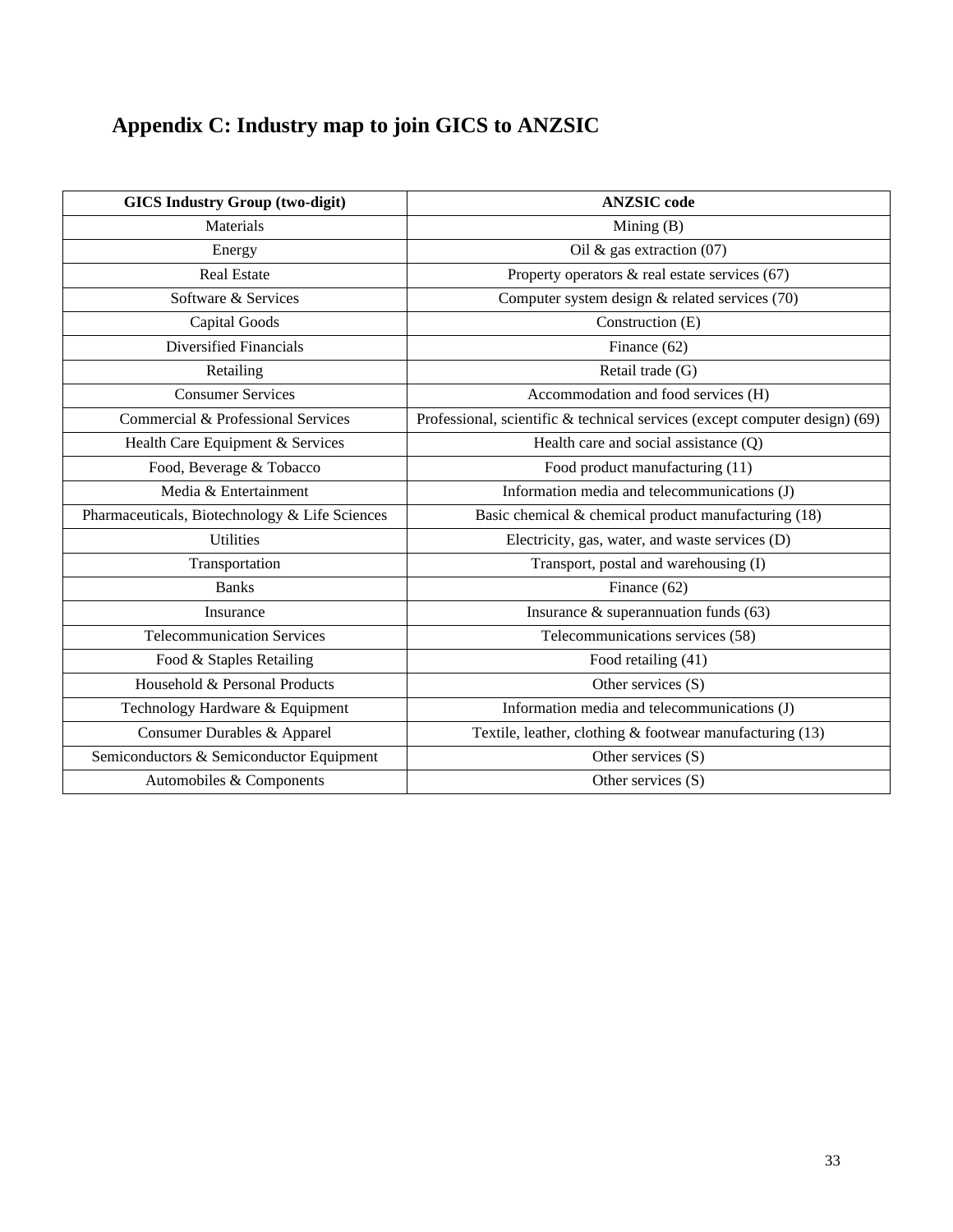# Appendix C: Industry map to join GICS to ANZSIC

| GICS Industry Group (two-digit) | ANZSIC code |
|---|---|
| Materials | Mining (B) |
| Energy | Oil & gas extraction (07) |
| Real Estate | Property operators & real estate services (67) |
| Software & Services | Computer system design & related services (70) |
| Capital Goods | Construction (E) |
| Diversified Financials | Finance (62) |
| Retailing | Retail trade (G) |
| Consumer Services | Accommodation and food services (H) |
| Commercial & Professional Services | Professional, scientific & technical services (except computer design) (69) |
| Health Care Equipment & Services | Health care and social assistance (Q) |
| Food, Beverage & Tobacco | Food product manufacturing (11) |
| Media & Entertainment | Information media and telecommunications (J) |
| Pharmaceuticals, Biotechnology & Life Sciences | Basic chemical & chemical product manufacturing (18) |
| Utilities | Electricity, gas, water, and waste services (D) |
| Transportation | Transport, postal and warehousing (I) |
| Banks | Finance (62) |
| Insurance | Insurance & superannuation funds (63) |
| Telecommunication Services | Telecommunications services (58) |
| Food & Staples Retailing | Food retailing (41) |
| Household & Personal Products | Other services (S) |
| Technology Hardware & Equipment | Information media and telecommunications (J) |
| Consumer Durables & Apparel | Textile, leather, clothing & footwear manufacturing (13) |
| Semiconductors & Semiconductor Equipment | Other services (S) |
| Automobiles & Components | Other services (S) |